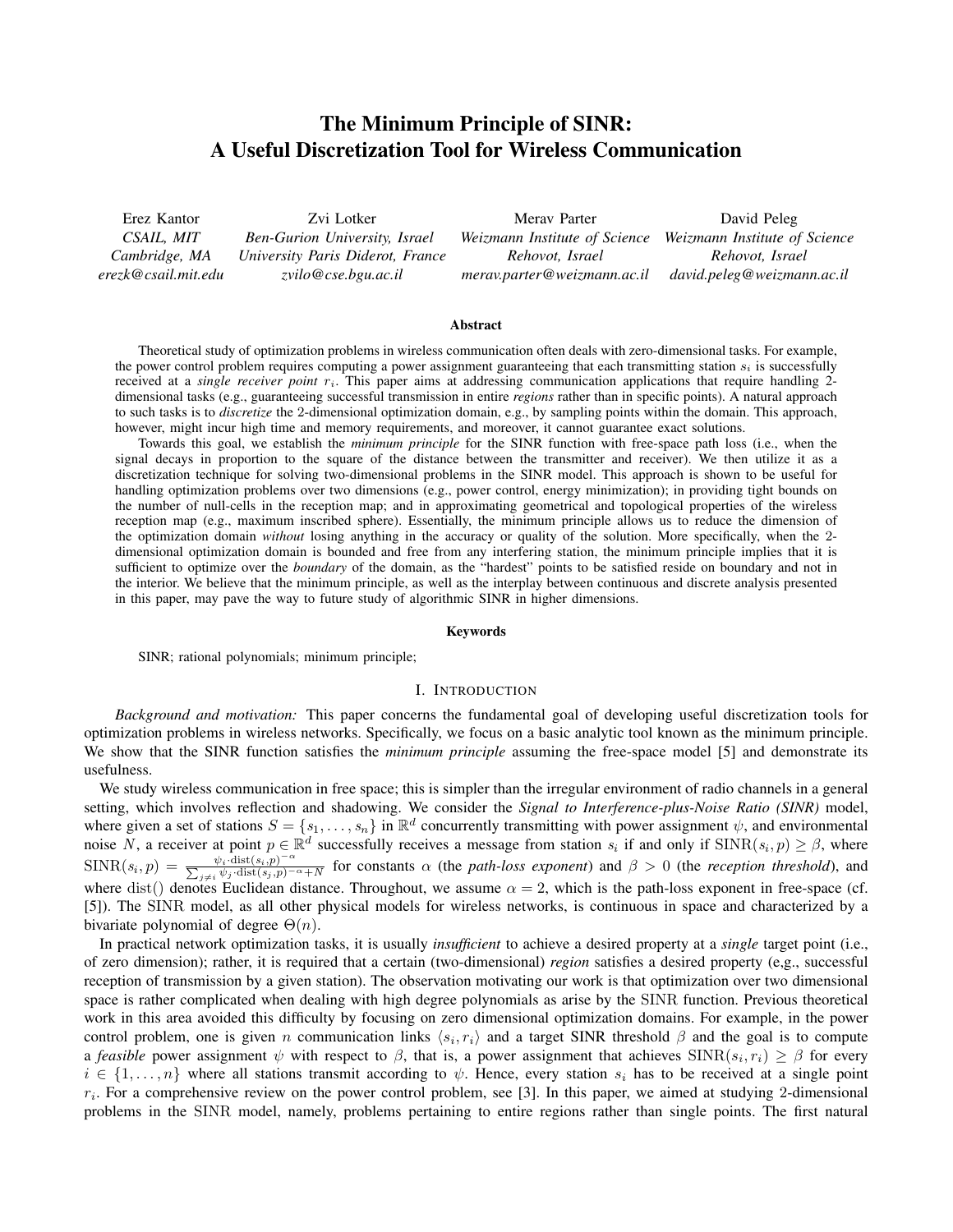# The Minimum Principle of SINR: A Useful Discretization Tool for Wireless Communication

Erez Kantor
*CSAIL, MIT*
*Cambridge, MA*
*erezk@csail.mit.edu*

Zvi Lotker
*Ben-Gurion University, Israel*
*University Paris Diderot, France*
*zvilo@cse.bgu.ac.il*

Merav Parter
*Weizmann Institute of Science*
*Rehovot, Israel*
*merav.parter@weizmann.ac.il*

David Peleg
*Weizmann Institute of Science*
*Rehovot, Israel*
*david.peleg@weizmann.ac.il*

### Abstract

Theoretical study of optimization problems in wireless communication often deals with zero-dimensional tasks. For example, the power control problem requires computing a power assignment guaranteeing that each transmitting station $s_i$ is successfully received at a *single receiver point* $r_i$. This paper aims at addressing communication applications that require handling 2-dimensional tasks (e.g., guaranteeing successful transmission in entire *regions* rather than in specific points). A natural approach to such tasks is to *discretize* the 2-dimensional optimization domain, e.g., by sampling points within the domain. This approach, however, might incur high time and memory requirements, and moreover, it cannot guarantee exact solutions.

Towards this goal, we establish the *minimum principle* for the SINR function with free-space path loss (i.e., when the signal decays in proportion to the square of the distance between the transmitter and receiver). We then utilize it as a discretization technique for solving two-dimensional problems in the SINR model. This approach is shown to be useful for handling optimization problems over two dimensions (e.g., power control, energy minimization); in providing tight bounds on the number of null-cells in the reception map; and in approximating geometrical and topological properties of the wireless reception map (e.g., maximum inscribed sphere). Essentially, the minimum principle allows us to reduce the dimension of the optimization domain *without* losing anything in the accuracy or quality of the solution. More specifically, when the 2-dimensional optimization domain is bounded and free from any interfering station, the minimum principle implies that it is sufficient to optimize over the *boundary* of the domain, as the "hardest" points to be satisfied reside on boundary and not in the interior. We believe that the minimum principle, as well as the interplay between continuous and discrete analysis presented in this paper, may pave the way to future study of algorithmic SINR in higher dimensions.

### Keywords

SINR; rational polynomials; minimum principle;

## I. Introduction

*Background and motivation:* This paper concerns the fundamental goal of developing useful discretization tools for optimization problems in wireless networks. Specifically, we focus on a basic analytic tool known as the minimum principle. We show that the SINR function satisfies the *minimum principle* assuming the free-space model [5] and demonstrate its usefulness.

We study wireless communication in free space; this is simpler than the irregular environment of radio channels in a general setting, which involves reflection and shadowing. We consider the *Signal to Interference-plus-Noise Ratio (SINR)* model, where given a set of stations $S = \{s_1, \ldots, s_n\}$ in $\mathbb{R}^d$ concurrently transmitting with power assignment $\psi$, and environmental noise $N$, a receiver at point $p \in \mathbb{R}^d$ successfully receives a message from station $s_i$ if and only if $\mathrm{SINR}(s_i, p) \geq \beta$, where $\mathrm{SINR}(s_i, p) = \frac{\psi_i \cdot \mathrm{dist}(s_i,p)^{-\alpha}}{\sum_{j \neq i} \psi_j \cdot \mathrm{dist}(s_j,p)^{-\alpha} + N}$ for constants $\alpha$ (the *path-loss exponent*) and $\beta > 0$ (the *reception threshold*), and where $\mathrm{dist}()$ denotes Euclidean distance. Throughout, we assume $\alpha = 2$, which is the path-loss exponent in free-space (cf. [5]). The SINR model, as all other physical models for wireless networks, is continuous in space and characterized by a bivariate polynomial of degree $\Theta(n)$.

In practical network optimization tasks, it is usually *insufficient* to achieve a desired property at a *single* target point (i.e., of zero dimension); rather, it is required that a certain (two-dimensional) *region* satisfies a desired property (e,g., successful reception of transmission by a given station). The observation motivating our work is that optimization over two dimensional space is rather complicated when dealing with high degree polynomials as arise by the SINR function. Previous theoretical work in this area avoided this difficulty by focusing on zero dimensional optimization domains. For example, in the power control problem, one is given $n$ communication links $\langle s_i, r_i \rangle$ and a target SINR threshold $\beta$ and the goal is to compute a *feasible* power assignment $\psi$ with respect to $\beta$, that is, a power assignment that achieves $\mathrm{SINR}(s_i, r_i) \geq \beta$ for every $i \in \{1, \ldots, n\}$ where all stations transmit according to $\psi$. Hence, every station $s_i$ has to be received at a single point $r_i$. For a comprehensive review on the power control problem, see [3]. In this paper, we aimed at studying 2-dimensional problems in the SINR model, namely, problems pertaining to entire regions rather than single points. The first natural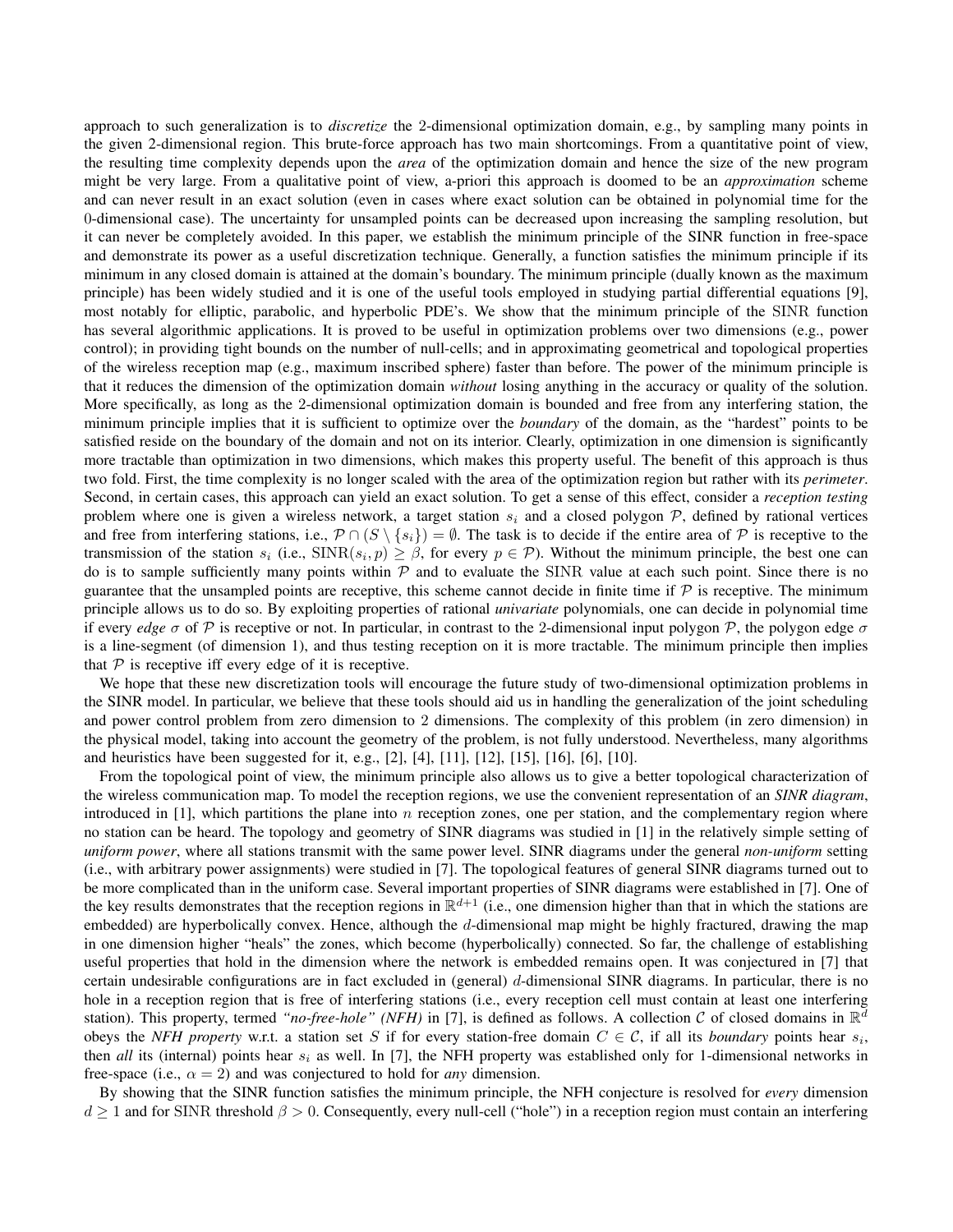approach to such generalization is to *discretize* the 2-dimensional optimization domain, e.g., by sampling many points in the given 2-dimensional region. This brute-force approach has two main shortcomings. From a quantitative point of view, the resulting time complexity depends upon the *area* of the optimization domain and hence the size of the new program might be very large. From a qualitative point of view, a-priori this approach is doomed to be an *approximation* scheme and can never result in an exact solution (even in cases where exact solution can be obtained in polynomial time for the 0-dimensional case). The uncertainty for unsampled points can be decreased upon increasing the sampling resolution, but it can never be completely avoided. In this paper, we establish the minimum principle of the SINR function in free-space and demonstrate its power as a useful discretization technique. Generally, a function satisfies the minimum principle if its minimum in any closed domain is attained at the domain's boundary. The minimum principle (dually known as the maximum principle) has been widely studied and it is one of the useful tools employed in studying partial differential equations [9], most notably for elliptic, parabolic, and hyperbolic PDE's. We show that the minimum principle of the SINR function has several algorithmic applications. It is proved to be useful in optimization problems over two dimensions (e.g., power control); in providing tight bounds on the number of null-cells; and in approximating geometrical and topological properties of the wireless reception map (e.g., maximum inscribed sphere) faster than before. The power of the minimum principle is that it reduces the dimension of the optimization domain *without* losing anything in the accuracy or quality of the solution. More specifically, as long as the 2-dimensional optimization domain is bounded and free from any interfering station, the minimum principle implies that it is sufficient to optimize over the *boundary* of the domain, as the "hardest" points to be satisfied reside on the boundary of the domain and not on its interior. Clearly, optimization in one dimension is significantly more tractable than optimization in two dimensions, which makes this property useful. The benefit of this approach is thus two fold. First, the time complexity is no longer scaled with the area of the optimization region but rather with its *perimeter*. Second, in certain cases, this approach can yield an exact solution. To get a sense of this effect, consider a *reception testing* problem where one is given a wireless network, a target station $s_i$ and a closed polygon $\mathcal{P}$, defined by rational vertices and free from interfering stations, i.e., $\mathcal{P} \cap (S \setminus \{s_i\}) = \emptyset$. The task is to decide if the entire area of $\mathcal{P}$ is receptive to the transmission of the station $s_i$ (i.e., $\mathrm{SINR}(s_i, p) \geq \beta$, for every $p \in \mathcal{P}$). Without the minimum principle, the best one can do is to sample sufficiently many points within $\mathcal{P}$ and to evaluate the SINR value at each such point. Since there is no guarantee that the unsampled points are receptive, this scheme cannot decide in finite time if $\mathcal{P}$ is receptive. The minimum principle allows us to do so. By exploiting properties of rational *univariate* polynomials, one can decide in polynomial time if every *edge* $\sigma$ of $\mathcal{P}$ is receptive or not. In particular, in contrast to the 2-dimensional input polygon $\mathcal{P}$, the polygon edge $\sigma$ is a line-segment (of dimension 1), and thus testing reception on it is more tractable. The minimum principle then implies that $\mathcal{P}$ is receptive iff every edge of it is receptive.

We hope that these new discretization tools will encourage the future study of two-dimensional optimization problems in the SINR model. In particular, we believe that these tools should aid us in handling the generalization of the joint scheduling and power control problem from zero dimension to 2 dimensions. The complexity of this problem (in zero dimension) in the physical model, taking into account the geometry of the problem, is not fully understood. Nevertheless, many algorithms and heuristics have been suggested for it, e.g., [2], [4], [11], [12], [15], [16], [6], [10].

From the topological point of view, the minimum principle also allows us to give a better topological characterization of the wireless communication map. To model the reception regions, we use the convenient representation of an ***SINR diagram***, introduced in [1], which partitions the plane into $n$ reception zones, one per station, and the complementary region where no station can be heard. The topology and geometry of SINR diagrams was studied in [1] in the relatively simple setting of *uniform power*, where all stations transmit with the same power level. SINR diagrams under the general *non-uniform* setting (i.e., with arbitrary power assignments) were studied in [7]. The topological features of general SINR diagrams turned out to be more complicated than in the uniform case. Several important properties of SINR diagrams were established in [7]. One of the key results demonstrates that the reception regions in $\mathbb{R}^{d+1}$ (i.e., one dimension higher than that in which the stations are embedded) are hyperbolically convex. Hence, although the $d$-dimensional map might be highly fractured, drawing the map in one dimension higher "heals" the zones, which become (hyperbolically) connected. So far, the challenge of establishing useful properties that hold in the dimension where the network is embedded remains open. It was conjectured in [7] that certain undesirable configurations are in fact excluded in (general) $d$-dimensional SINR diagrams. In particular, there is no hole in a reception region that is free of interfering stations (i.e., every reception cell must contain at least one interfering station). This property, termed *"no-free-hole" (NFH)* in [7], is defined as follows. A collection $\mathcal{C}$ of closed domains in $\mathbb{R}^d$ obeys the *NFH property* w.r.t. a station set $S$ if for every station-free domain $C \in \mathcal{C}$, if all its *boundary* points hear $s_i$, then *all* its (internal) points hear $s_i$ as well. In [7], the NFH property was established only for 1-dimensional networks in free-space (i.e., $\alpha = 2$) and was conjectured to hold for *any* dimension.

By showing that the SINR function satisfies the minimum principle, the NFH conjecture is resolved for *every* dimension $d \geq 1$ and for SINR threshold $\beta > 0$. Consequently, every null-cell ("hole") in a reception region must contain an interfering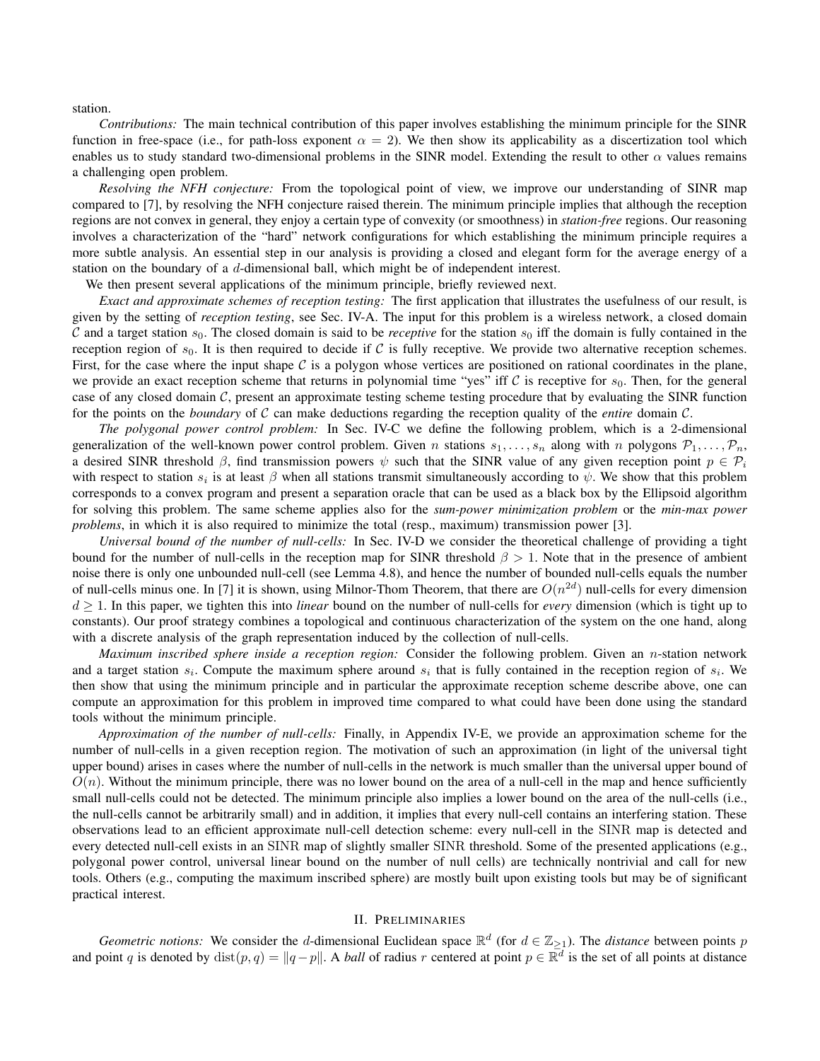station.

*Contributions:* The main technical contribution of this paper involves establishing the minimum principle for the SINR function in free-space (i.e., for path-loss exponent $\alpha = 2$). We then show its applicability as a discertization tool which enables us to study standard two-dimensional problems in the SINR model. Extending the result to other $\alpha$ values remains a challenging open problem.

*Resolving the NFH conjecture:* From the topological point of view, we improve our understanding of SINR map compared to [7], by resolving the NFH conjecture raised therein. The minimum principle implies that although the reception regions are not convex in general, they enjoy a certain type of convexity (or smoothness) in *station-free* regions. Our reasoning involves a characterization of the "hard" network configurations for which establishing the minimum principle requires a more subtle analysis. An essential step in our analysis is providing a closed and elegant form for the average energy of a station on the boundary of a $d$-dimensional ball, which might be of independent interest.

We then present several applications of the minimum principle, briefly reviewed next.

*Exact and approximate schemes of reception testing:* The first application that illustrates the usefulness of our result, is given by the setting of *reception testing*, see Sec. IV-A. The input for this problem is a wireless network, a closed domain $\mathcal{C}$ and a target station $s_0$. The closed domain is said to be *receptive* for the station $s_0$ iff the domain is fully contained in the reception region of $s_0$. It is then required to decide if $\mathcal{C}$ is fully receptive. We provide two alternative reception schemes. First, for the case where the input shape $\mathcal{C}$ is a polygon whose vertices are positioned on rational coordinates in the plane, we provide an exact reception scheme that returns in polynomial time "yes" iff $\mathcal{C}$ is receptive for $s_0$. Then, for the general case of any closed domain $\mathcal{C}$, present an approximate testing scheme testing procedure that by evaluating the SINR function for the points on the *boundary* of $\mathcal{C}$ can make deductions regarding the reception quality of the *entire* domain $\mathcal{C}$.

*The polygonal power control problem:* In Sec. IV-C we define the following problem, which is a 2-dimensional generalization of the well-known power control problem. Given $n$ stations $s_1, \ldots, s_n$ along with $n$ polygons $\mathcal{P}_1, \ldots, \mathcal{P}_n$, a desired SINR threshold $\beta$, find transmission powers $\psi$ such that the SINR value of any given reception point $p \in \mathcal{P}_i$ with respect to station $s_i$ is at least $\beta$ when all stations transmit simultaneously according to $\psi$. We show that this problem corresponds to a convex program and present a separation oracle that can be used as a black box by the Ellipsoid algorithm for solving this problem. The same scheme applies also for the *sum-power minimization problem* or the *min-max power problems*, in which it is also required to minimize the total (resp., maximum) transmission power [3].

*Universal bound of the number of null-cells:* In Sec. IV-D we consider the theoretical challenge of providing a tight bound for the number of null-cells in the reception map for SINR threshold $\beta > 1$. Note that in the presence of ambient noise there is only one unbounded null-cell (see Lemma 4.8), and hence the number of bounded null-cells equals the number of null-cells minus one. In [7] it is shown, using Milnor-Thom Theorem, that there are $O(n^{2d})$ null-cells for every dimension $d \geq 1$. In this paper, we tighten this into *linear* bound on the number of null-cells for *every* dimension (which is tight up to constants). Our proof strategy combines a topological and continuous characterization of the system on the one hand, along with a discrete analysis of the graph representation induced by the collection of null-cells.

*Maximum inscribed sphere inside a reception region:* Consider the following problem. Given an $n$-station network and a target station $s_i$. Compute the maximum sphere around $s_i$ that is fully contained in the reception region of $s_i$. We then show that using the minimum principle and in particular the approximate reception scheme describe above, one can compute an approximation for this problem in improved time compared to what could have been done using the standard tools without the minimum principle.

*Approximation of the number of null-cells:* Finally, in Appendix IV-E, we provide an approximation scheme for the number of null-cells in a given reception region. The motivation of such an approximation (in light of the universal tight upper bound) arises in cases where the number of null-cells in the network is much smaller than the universal upper bound of $O(n)$. Without the minimum principle, there was no lower bound on the area of a null-cell in the map and hence sufficiently small null-cells could not be detected. The minimum principle also implies a lower bound on the area of the null-cells (i.e., the null-cells cannot be arbitrarily small) and in addition, it implies that every null-cell contains an interfering station. These observations lead to an efficient approximate null-cell detection scheme: every null-cell in the SINR map is detected and every detected null-cell exists in an SINR map of slightly smaller SINR threshold. Some of the presented applications (e.g., polygonal power control, universal linear bound on the number of null cells) are technically nontrivial and call for new tools. Others (e.g., computing the maximum inscribed sphere) are mostly built upon existing tools but may be of significant practical interest.

## II. Preliminaries

*Geometric notions:* We consider the $d$-dimensional Euclidean space $\mathbb{R}^d$ (for $d \in \mathbb{Z}_{\geq 1}$). The *distance* between points $p$ and point $q$ is denoted by $\text{dist}(p, q) = \|q - p\|$. A *ball* of radius $r$ centered at point $p \in \mathbb{R}^d$ is the set of all points at distance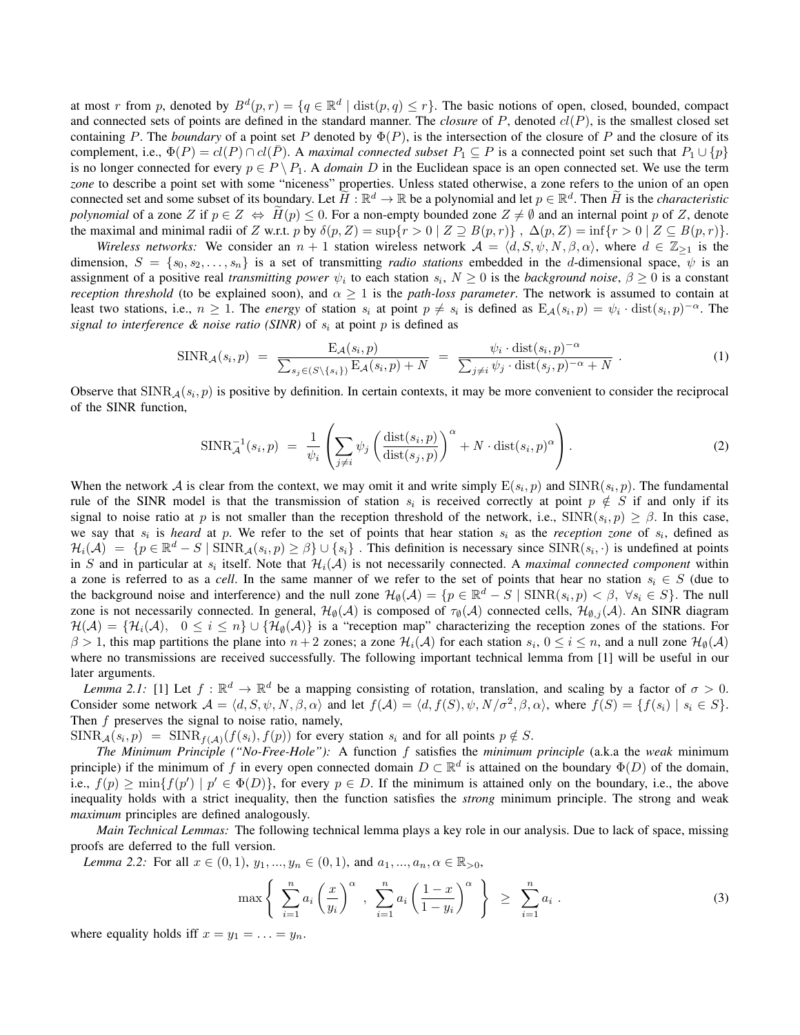at most $r$ from $p$, denoted by $B^d(p,r) = \{q \in \mathbb{R}^d \mid \text{dist}(p,q) \leq r\}$. The basic notions of open, closed, bounded, compact and connected sets of points are defined in the standard manner. The *closure* of $P$, denoted $cl(P)$, is the smallest closed set containing $P$. The *boundary* of a point set $P$ denoted by $\Phi(P)$, is the intersection of the closure of $P$ and the closure of its complement, i.e., $\Phi(P) = cl(P) \cap cl(\bar{P})$. A *maximal connected subset* $P_1 \subseteq P$ is a connected point set such that $P_1 \cup \{p\}$ is no longer connected for every $p \in P \setminus P_1$. A *domain* $D$ in the Euclidean space is an open connected set. We use the term *zone* to describe a point set with some "niceness" properties. Unless stated otherwise, a zone refers to the union of an open connected set and some subset of its boundary. Let $\widetilde{H} : \mathbb{R}^d \to \mathbb{R}$ be a polynomial and let $p \in \mathbb{R}^d$. Then $\widetilde{H}$ is the *characteristic polynomial* of a zone $Z$ if $p \in Z \Leftrightarrow \widetilde{H}(p) \leq 0$. For a non-empty bounded zone $Z \neq \emptyset$ and an internal point $p$ of $Z$, denote the maximal and minimal radii of $Z$ w.r.t. $p$ by $\delta(p,Z) = \sup\{r > 0 \mid Z \supseteq B(p,r)\}$ , $\Delta(p,Z) = \inf\{r > 0 \mid Z \subseteq B(p,r)\}$.

*Wireless networks:* We consider an $n+1$ station wireless network $\mathcal{A} = \langle d, S, \psi, N, \beta, \alpha \rangle$, where $d \in \mathbb{Z}_{\geq 1}$ is the dimension, $S = \{s_0, s_2, \ldots, s_n\}$ is a set of transmitting *radio stations* embedded in the $d$-dimensional space, $\psi$ is an assignment of a positive real *transmitting power* $\psi_i$ to each station $s_i$, $N \geq 0$ is the *background noise*, $\beta \geq 0$ is a constant *reception threshold* (to be explained soon), and $\alpha \geq 1$ is the *path-loss parameter*. The network is assumed to contain at least two stations, i.e., $n \geq 1$. The *energy* of station $s_i$ at point $p \neq s_i$ is defined as $\mathrm{E}_{\mathcal{A}}(s_i, p) = \psi_i \cdot \text{dist}(s_i,p)^{-\alpha}$. The *signal to interference & noise ratio (SINR)* of $s_i$ at point $p$ is defined as

$$\mathrm{SINR}_{\mathcal{A}}(s_i,p) \;=\; \frac{\mathrm{E}_{\mathcal{A}}(s_i,p)}{\sum_{s_j \in (S \setminus \{s_i\})} \mathrm{E}_{\mathcal{A}}(s_j,p) + N} \;=\; \frac{\psi_i \cdot \text{dist}(s_i,p)^{-\alpha}}{\sum_{j \neq i} \psi_j \cdot \text{dist}(s_j,p)^{-\alpha} + N} \;. \tag{1}$$

Observe that $\mathrm{SINR}_{\mathcal{A}}(s_i,p)$ is positive by definition. In certain contexts, it may be more convenient to consider the reciprocal of the SINR function,

$$\mathrm{SINR}_{\mathcal{A}}^{-1}(s_i,p) \;=\; \frac{1}{\psi_i}\left(\sum_{j \neq i} \psi_j \left(\frac{\text{dist}(s_i,p)}{\text{dist}(s_j,p)}\right)^{\alpha} + N \cdot \text{dist}(s_i,p)^{\alpha}\right). \tag{2}$$

When the network $\mathcal{A}$ is clear from the context, we may omit it and write simply $\mathrm{E}(s_i,p)$ and $\mathrm{SINR}(s_i,p)$. The fundamental rule of the SINR model is that the transmission of station $s_i$ is received correctly at point $p \notin S$ if and only if its signal to noise ratio at $p$ is not smaller than the reception threshold of the network, i.e., $\mathrm{SINR}(s_i,p) \geq \beta$. In this case, we say that $s_i$ is *heard* at $p$. We refer to the set of points that hear station $s_i$ as the *reception zone* of $s_i$, defined as $\mathcal{H}_i(\mathcal{A}) = \{p \in \mathbb{R}^d - S \mid \mathrm{SINR}_{\mathcal{A}}(s_i,p) \geq \beta\} \cup \{s_i\}$ . This definition is necessary since $\mathrm{SINR}(s_i,\cdot)$ is undefined at points in $S$ and in particular at $s_i$ itself. Note that $\mathcal{H}_i(\mathcal{A})$ is not necessarily connected. A *maximal connected component* within a zone is referred to as a *cell*. In the same manner of we refer to the set of points that hear no station $s_i \in S$ (due to the background noise and interference) and the null zone $\mathcal{H}_\emptyset(\mathcal{A}) = \{p \in \mathbb{R}^d - S \mid \mathrm{SINR}(s_i,p) < \beta, \;\forall s_i \in S\}$. The null zone is not necessarily connected. In general, $\mathcal{H}_\emptyset(\mathcal{A})$ is composed of $\tau_\emptyset(\mathcal{A})$ connected cells, $\mathcal{H}_{\emptyset,j}(\mathcal{A})$. An SINR diagram $\mathcal{H}(\mathcal{A}) = \{\mathcal{H}_i(\mathcal{A}), \;\; 0 \leq i \leq n\} \cup \{\mathcal{H}_\emptyset(\mathcal{A})\}$ is a "reception map" characterizing the reception zones of the stations. For $\beta > 1$, this map partitions the plane into $n+2$ zones; a zone $\mathcal{H}_i(\mathcal{A})$ for each station $s_i$, $0 \leq i \leq n$, and a null zone $\mathcal{H}_\emptyset(\mathcal{A})$ where no transmissions are received successfully. The following important technical lemma from [1] will be useful in our later arguments.

*Lemma 2.1:* [1] Let $f : \mathbb{R}^d \to \mathbb{R}^d$ be a mapping consisting of rotation, translation, and scaling by a factor of $\sigma > 0$. Consider some network $\mathcal{A} = \langle d, S, \psi, N, \beta, \alpha \rangle$ and let $f(\mathcal{A}) = \langle d, f(S), \psi, N/\sigma^2, \beta, \alpha \rangle$, where $f(S) = \{f(s_i) \mid s_i \in S\}$. Then $f$ preserves the signal to noise ratio, namely,
$\mathrm{SINR}_{\mathcal{A}}(s_i,p) \;=\; \mathrm{SINR}_{f(\mathcal{A})}(f(s_i), f(p))$ for every station $s_i$ and for all points $p \notin S$.

*The Minimum Principle ("No-Free-Hole"):* A function $f$ satisfies the *minimum principle* (a.k.a the *weak* minimum principle) if the minimum of $f$ in every open connected domain $D \subset \mathbb{R}^d$ is attained on the boundary $\Phi(D)$ of the domain, i.e., $f(p) \geq \min\{f(p') \mid p' \in \Phi(D)\}$, for every $p \in D$. If the minimum is attained only on the boundary, i.e., the above inequality holds with a strict inequality, then the function satisfies the *strong* minimum principle. The strong and weak *maximum* principles are defined analogously.

*Main Technical Lemmas:* The following technical lemma plays a key role in our analysis. Due to lack of space, missing proofs are deferred to the full version.

*Lemma 2.2:* For all $x \in (0,1)$, $y_1, ..., y_n \in (0,1)$, and $a_1, ..., a_n, \alpha \in \mathbb{R}_{>0}$,

$$\max\left\{\; \sum_{i=1}^{n} a_i \left(\frac{x}{y_i}\right)^{\alpha} \;,\; \sum_{i=1}^{n} a_i \left(\frac{1-x}{1-y_i}\right)^{\alpha} \;\right\} \;\geq\; \sum_{i=1}^{n} a_i \;. \tag{3}$$

where equality holds iff $x = y_1 = \ldots = y_n$.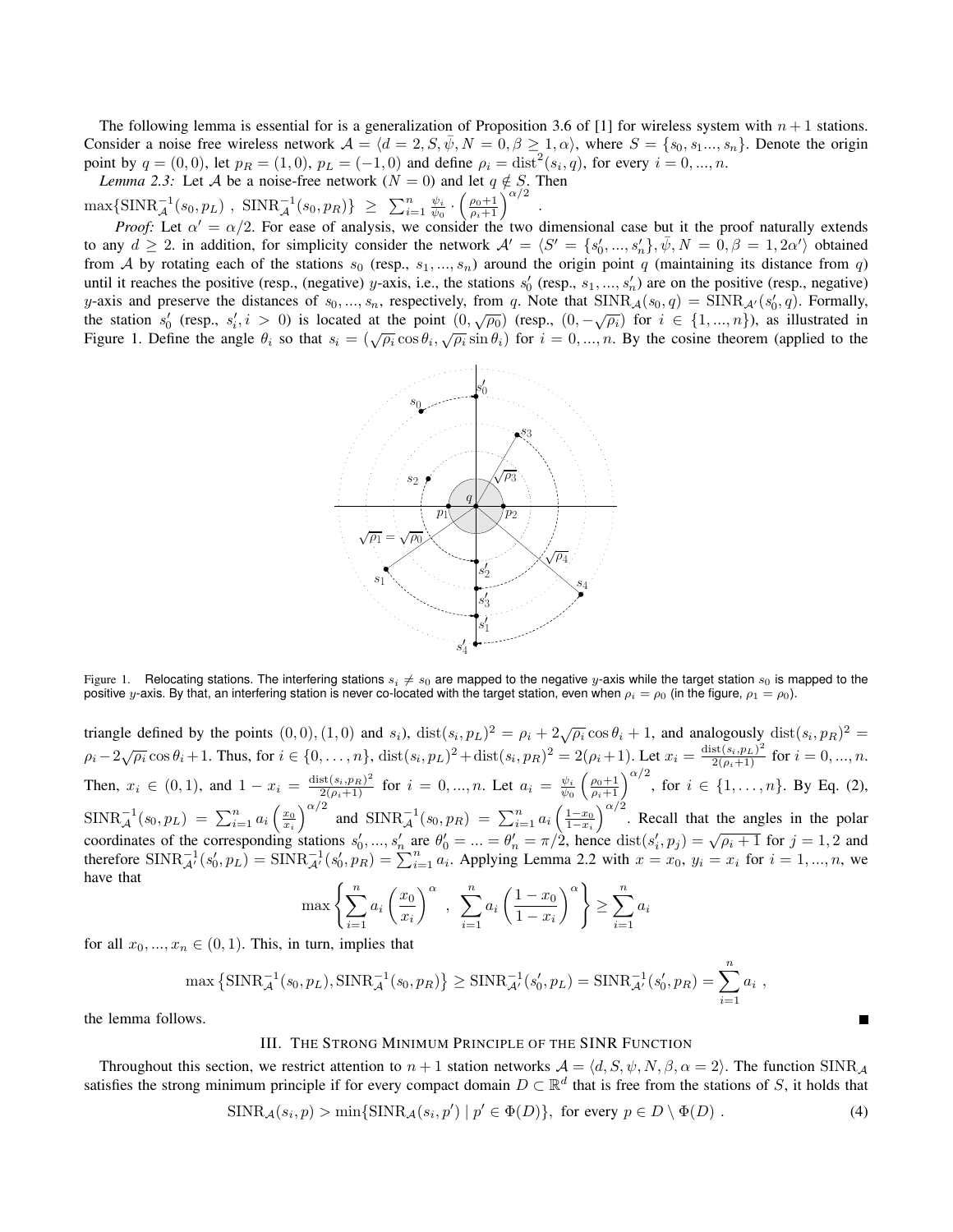The following lemma is essential for is a generalization of Proposition 3.6 of [1] for wireless system with $n+1$ stations. Consider a noise free wireless network $\mathcal{A} = \langle d=2, S, \bar{\psi}, N=0, \beta \geq 1, \alpha \rangle$, where $S = \{s_0, s_1 ..., s_n\}$. Denote the origin point by $q = (0,0)$, let $p_R = (1,0)$, $p_L = (-1,0)$ and define $\rho_i = \text{dist}^2(s_i, q)$, for every $i = 0, ..., n$.

*Lemma 2.3:* Let $\mathcal{A}$ be a noise-free network ($N = 0$) and let $q \notin S$. Then
$\max\{\text{SINR}_{\mathcal{A}}^{-1}(s_0, p_L) \ , \ \text{SINR}_{\mathcal{A}}^{-1}(s_0, p_R)\} \ \geq \ \sum_{i=1}^{n} \frac{\psi_i}{\psi_0} \cdot \left(\frac{\rho_0+1}{\rho_i+1}\right)^{\alpha/2}$ .

*Proof:* Let $\alpha' = \alpha/2$. For ease of analysis, we consider the two dimensional case but it the proof naturally extends to any $d \geq 2$. in addition, for simplicity consider the network $\mathcal{A}' = \langle S' = \{s'_0, ..., s'_n\}, \bar{\psi}, N=0, \beta = 1, 2\alpha' \rangle$ obtained from $\mathcal{A}$ by rotating each of the stations $s_0$ (resp., $s_1, ..., s_n$) around the origin point $q$ (maintaining its distance from $q$) until it reaches the positive (resp., (negative) $y$-axis, i.e., the stations $s'_0$ (resp., $s_1, ..., s'_n$) are on the positive (resp., negative) $y$-axis and preserve the distances of $s_0, ..., s_n$, respectively, from $q$. Note that $\text{SINR}_{\mathcal{A}}(s_0, q) = \text{SINR}_{\mathcal{A}'}(s'_0, q)$. Formally, the station $s'_0$ (resp., $s'_i, i > 0$) is located at the point $(0, \sqrt{\rho_0})$ (resp., $(0, -\sqrt{\rho_i})$ for $i \in \{1, ..., n\}$), as illustrated in Figure 1. Define the angle $\theta_i$ so that $s_i = (\sqrt{\rho_i}\cos\theta_i, \sqrt{\rho_i}\sin\theta_i)$ for $i = 0, ..., n$. By the cosine theorem (applied to the

Figure 1. Relocating stations. The interfering stations $s_i \neq s_0$ are mapped to the negative $y$-axis while the target station $s_0$ is mapped to the positive $y$-axis. By that, an interfering station is never co-located with the target station, even when $\rho_i = \rho_0$ (in the figure, $\rho_1 = \rho_0$).

triangle defined by the points $(0,0), (1,0)$ and $s_i$), $\text{dist}(s_i, p_L)^2 = \rho_i + 2\sqrt{\rho_i}\cos\theta_i + 1$, and analogously $\text{dist}(s_i, p_R)^2 = \rho_i - 2\sqrt{\rho_i}\cos\theta_i + 1$. Thus, for $i \in \{0, \ldots, n\}$, $\text{dist}(s_i, p_L)^2 + \text{dist}(s_i, p_R)^2 = 2(\rho_i + 1)$. Let $x_i = \frac{\text{dist}(s_i, p_L)^2}{2(\rho_i+1)}$ for $i = 0, ..., n$. Then, $x_i \in (0,1)$, and $1 - x_i = \frac{\text{dist}(s_i, p_R)^2}{2(\rho_i+1)}$ for $i = 0, ..., n$. Let $a_i = \frac{\psi_i}{\psi_0}\left(\frac{\rho_0+1}{\rho_i+1}\right)^{\alpha/2}$, for $i \in \{1, \ldots, n\}$. By Eq. (2), $\text{SINR}_{\mathcal{A}}^{-1}(s_0, p_L) = \sum_{i=1}^{n} a_i \left(\frac{x_0}{x_i}\right)^{\alpha/2}$ and $\text{SINR}_{\mathcal{A}}^{-1}(s_0, p_R) = \sum_{i=1}^{n} a_i \left(\frac{1-x_0}{1-x_i}\right)^{\alpha/2}$. Recall that the angles in the polar coordinates of the corresponding stations $s'_0, ..., s'_n$ are $\theta'_0 = ... = \theta'_n = \pi/2$, hence $\text{dist}(s'_i, p_j) = \sqrt{\rho_i + 1}$ for $j = 1, 2$ and therefore $\text{SINR}_{\mathcal{A}'}^{-1}(s'_0, p_L) = \text{SINR}_{\mathcal{A}'}^{-1}(s'_0, p_R) = \sum_{i=1}^{n} a_i$. Applying Lemma 2.2 with $x = x_0$, $y_i = x_i$ for $i = 1, ..., n$, we have that

$$\max\left\{\sum_{i=1}^{n} a_i \left(\frac{x_0}{x_i}\right)^{\alpha} \ , \ \sum_{i=1}^{n} a_i \left(\frac{1-x_0}{1-x_i}\right)^{\alpha}\right\} \geq \sum_{i=1}^{n} a_i$$

for all $x_0, ..., x_n \in (0,1)$. This, in turn, implies that

$$\max\left\{\text{SINR}_{\mathcal{A}}^{-1}(s_0, p_L), \text{SINR}_{\mathcal{A}}^{-1}(s_0, p_R)\right\} \geq \text{SINR}_{\mathcal{A}'}^{-1}(s'_0, p_L) = \text{SINR}_{\mathcal{A}'}^{-1}(s'_0, p_R) = \sum_{i=1}^{n} a_i \ ,$$

the lemma follows. ■

## III. The Strong Minimum Principle of the SINR Function

Throughout this section, we restrict attention to $n+1$ station networks $\mathcal{A} = \langle d, S, \psi, N, \beta, \alpha = 2 \rangle$. The function $\text{SINR}_{\mathcal{A}}$ satisfies the strong minimum principle if for every compact domain $D \subset \mathbb{R}^d$ that is free from the stations of $S$, it holds that

$$\text{SINR}_{\mathcal{A}}(s_i, p) > \min\{\text{SINR}_{\mathcal{A}}(s_i, p') \mid p' \in \Phi(D)\}, \text{ for every } p \in D \setminus \Phi(D) \ . \tag{4}$$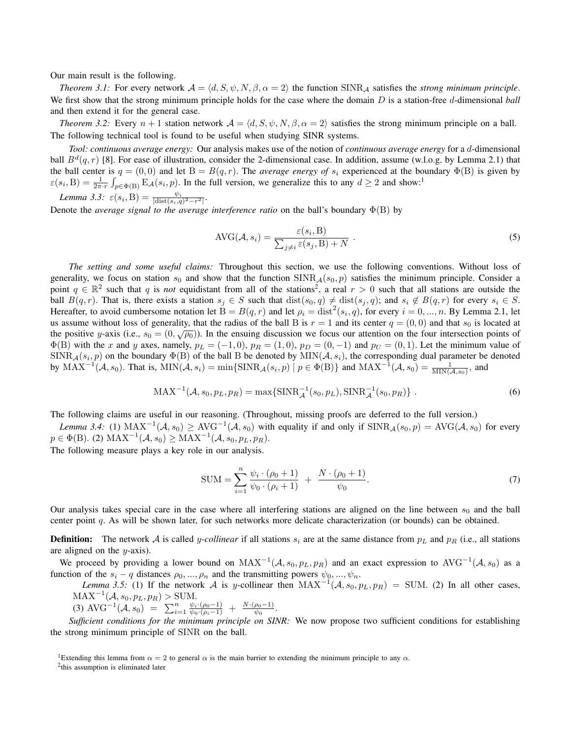Our main result is the following.

*Theorem 3.1:* For every network $\mathcal{A} = \langle d, S, \psi, N, \beta, \alpha = 2\rangle$ the function $\mathrm{SINR}_{\mathcal{A}}$ satisfies the *strong minimum principle*. We first show that the strong minimum principle holds for the case where the domain $D$ is a station-free $d$-dimensional *ball* and then extend it for the general case.

*Theorem 3.2:* Every $n+1$ station network $\mathcal{A} = \langle d, S, \psi, N, \beta, \alpha = 2\rangle$ satisfies the strong minimum principle on a ball. The following technical tool is found to be useful when studying SINR systems.

*Tool: continuous average energy:* Our analysis makes use of the notion of *continuous average energy* for a $d$-dimensional ball $B^d(q, r)$ [8]. For ease of illustration, consider the 2-dimensional case. In addition, assume (w.l.o.g. by Lemma 2.1) that the ball center is $q = (0, 0)$ and let $\mathrm{B} = B(q, r)$. The *average energy of* $s_i$ experienced at the boundary $\Phi(\mathrm{B})$ is given by $\varepsilon(s_i, \mathrm{B}) = \frac{1}{2\pi \cdot r}\int_{p \in \Phi(\mathrm{B})} \mathrm{E}_{\mathcal{A}}(s_i, p)$. In the full version, we generalize this to any $d \geq 2$ and show:[1]

*Lemma 3.3:* $\varepsilon(s_i, \mathrm{B}) = \frac{\psi_i}{|\mathrm{dist}(s_i, q)^2 - r^2|}$.

Denote the *average signal to the average interference ratio* on the ball's boundary $\Phi(\mathrm{B})$ by

$$\mathrm{AVG}(\mathcal{A}, s_i) = \frac{\varepsilon(s_i, \mathrm{B})}{\sum_{j \neq i} \varepsilon(s_j, \mathrm{B}) + N} \ . \tag{5}$$

*The setting and some useful claims:* Throughout this section, we use the following conventions. Without loss of generality, we focus on station $s_0$ and show that the function $\mathrm{SINR}_{\mathcal{A}}(s_0, p)$ satisfies the minimum principle. Consider a point $q \in \mathbb{R}^2$ such that $q$ is *not* equidistant from all of the stations[2], a real $r > 0$ such that all stations are outside the ball $B(q, r)$. That is, there exists a station $s_j \in S$ such that $\mathrm{dist}(s_0, q) \neq \mathrm{dist}(s_j, q)$; and $s_i \notin B(q, r)$ for every $s_i \in S$. Hereafter, to avoid cumbersome notation let $\mathrm{B} = B(q, r)$ and let $\rho_i = \mathrm{dist}^2(s_i, q)$, for every $i = 0, ..., n$. By Lemma 2.1, let us assume without loss of generality, that the radius of the ball B is $r = 1$ and its center $q = (0, 0)$ and that $s_0$ is located at the positive $y$-axis (i.e., $s_0 = (0, \sqrt{\rho_0})$). In the ensuing discussion we focus our attention on the four intersection points of $\Phi(\mathrm{B})$ with the $x$ and $y$ axes, namely, $p_L = (-1, 0)$, $p_R = (1, 0)$, $p_D = (0, -1)$ and $p_U = (0, 1)$. Let the minimum value of $\mathrm{SINR}_{\mathcal{A}}(s_i, p)$ on the boundary $\Phi(\mathrm{B})$ of the ball B be denoted by $\mathrm{MIN}(\mathcal{A}, s_i)$, the corresponding dual parameter be denoted by $\mathrm{MAX}^{-1}(\mathcal{A}, s_0)$. That is, $\mathrm{MIN}(\mathcal{A}, s_i) = \min\{\mathrm{SINR}_{\mathcal{A}}(s_i, p) \mid p \in \Phi(\mathrm{B})\}$ and $\mathrm{MAX}^{-1}(\mathcal{A}, s_0) = \frac{1}{\mathrm{MIN}(\mathcal{A}, s_0)}$, and

$$\mathrm{MAX}^{-1}(\mathcal{A}, s_0, p_L, p_R) = \max\{\mathrm{SINR}^{-1}_{\mathcal{A}}(s_0, p_L), \mathrm{SINR}^{-1}_{\mathcal{A}}(s_0, p_R)\} \ . \tag{6}$$

The following claims are useful in our reasoning. (Throughout, missing proofs are deferred to the full version.)

*Lemma 3.4:* (1) $\mathrm{MAX}^{-1}(\mathcal{A}, s_0) \geq \mathrm{AVG}^{-1}(\mathcal{A}, s_0)$ with equality if and only if $\mathrm{SINR}_{\mathcal{A}}(s_0, p) = \mathrm{AVG}(\mathcal{A}, s_0)$ for every $p \in \Phi(\mathrm{B})$. (2) $\mathrm{MAX}^{-1}(\mathcal{A}, s_0) \geq \mathrm{MAX}^{-1}(\mathcal{A}, s_0, p_L, p_R)$.

The following measure plays a key role in our analysis.

$$\mathrm{SUM} = \sum_{i=1}^{n} \frac{\psi_i \cdot (\rho_0 + 1)}{\psi_0 \cdot (\rho_i + 1)} \ + \ \frac{N \cdot (\rho_0 + 1)}{\psi_0}. \tag{7}$$

Our analysis takes special care in the case where all interfering stations are aligned on the line between $s_0$ and the ball center point $q$. As will be shown later, for such networks more delicate characterization (or bounds) can be obtained.

**Definition:** The network $\mathcal{A}$ is called *y-collinear* if all stations $s_i$ are at the same distance from $p_L$ and $p_R$ (i.e., all stations are aligned on the $y$-axis).

We proceed by providing a lower bound on $\mathrm{MAX}^{-1}(\mathcal{A}, s_0, p_L, p_R)$ and an exact expression to $\mathrm{AVG}^{-1}(\mathcal{A}, s_0)$ as a function of the $s_i - q$ distances $\rho_0, ..., \rho_n$ and the transmitting powers $\psi_0, ..., \psi_n$.

*Lemma 3.5:* (1) If the network $\mathcal{A}$ is $y$-collinear then $\mathrm{MAX}^{-1}(\mathcal{A}, s_0, p_L, p_R) = \mathrm{SUM}$. (2) In all other cases, $\mathrm{MAX}^{-1}(\mathcal{A}, s_0, p_L, p_R) > \mathrm{SUM}$.

(3) $\mathrm{AVG}^{-1}(\mathcal{A}, s_0) \ = \ \sum_{i=1}^{n} \frac{\psi_i \cdot (\rho_0 - 1)}{\psi_0 \cdot (\rho_i - 1)} \ + \ \frac{N \cdot (\rho_0 - 1)}{\psi_0}$.

*Sufficient conditions for the minimum principle on SINR:* We now propose two sufficient conditions for establishing the strong minimum principle of SINR on the ball.

[1] Extending this lemma from $\alpha = 2$ to general $\alpha$ is the main barrier to extending the minimum principle to any $\alpha$.

[2] this assumption is eliminated later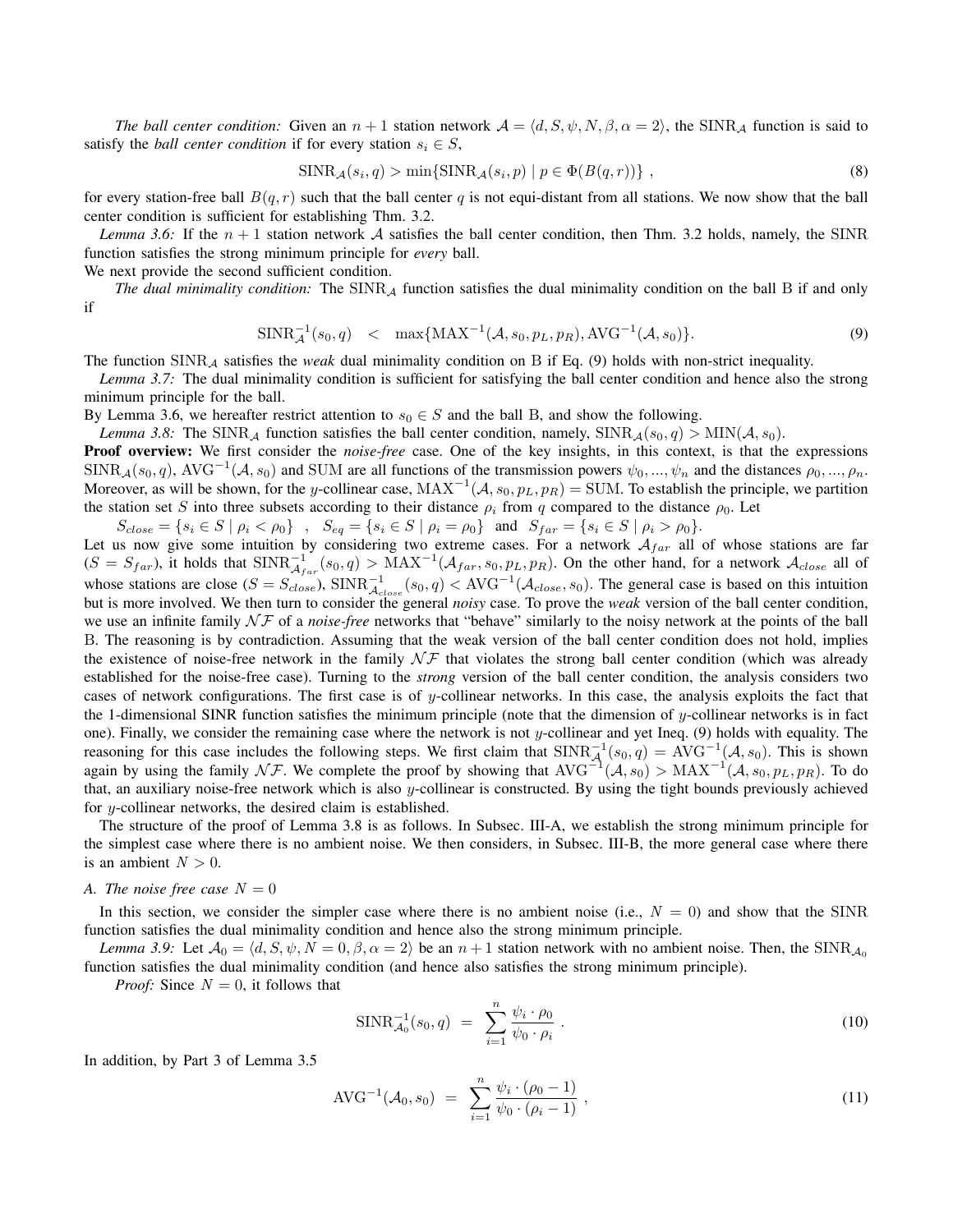*The ball center condition:* Given an $n+1$ station network $\mathcal{A} = \langle d, S, \psi, N, \beta, \alpha = 2 \rangle$, the $\text{SINR}_{\mathcal{A}}$ function is said to satisfy the *ball center condition* if for every station $s_i \in S$,

$$\text{SINR}_{\mathcal{A}}(s_i, q) > \min\{\text{SINR}_{\mathcal{A}}(s_i, p) \mid p \in \Phi(B(q, r))\} \ , \tag{8}$$

for every station-free ball $B(q, r)$ such that the ball center $q$ is not equi-distant from all stations. We now show that the ball center condition is sufficient for establishing Thm. 3.2.

*Lemma 3.6:* If the $n+1$ station network $\mathcal{A}$ satisfies the ball center condition, then Thm. 3.2 holds, namely, the SINR function satisfies the strong minimum principle for *every* ball.

We next provide the second sufficient condition.

*The dual minimality condition:* The $\text{SINR}_{\mathcal{A}}$ function satisfies the dual minimality condition on the ball B if and only if

$$\text{SINR}_{\mathcal{A}}^{-1}(s_0, q) \quad < \quad \max\{\text{MAX}^{-1}(\mathcal{A}, s_0, p_L, p_R), \text{AVG}^{-1}(\mathcal{A}, s_0)\}. \tag{9}$$

The function $\text{SINR}_{\mathcal{A}}$ satisfies the *weak* dual minimality condition on B if Eq. (9) holds with non-strict inequality.

*Lemma 3.7:* The dual minimality condition is sufficient for satisfying the ball center condition and hence also the strong minimum principle for the ball.

By Lemma 3.6, we hereafter restrict attention to $s_0 \in S$ and the ball B, and show the following.

*Lemma 3.8:* The $\text{SINR}_{\mathcal{A}}$ function satisfies the ball center condition, namely, $\text{SINR}_{\mathcal{A}}(s_0, q) > \text{MIN}(\mathcal{A}, s_0)$.

**Proof overview:** We first consider the *noise-free* case. One of the key insights, in this context, is that the expressions $\text{SINR}_{\mathcal{A}}(s_0, q)$, $\text{AVG}^{-1}(\mathcal{A}, s_0)$ and SUM are all functions of the transmission powers $\psi_0, ..., \psi_n$ and the distances $\rho_0, ..., \rho_n$. Moreover, as will be shown, for the $y$-collinear case, $\text{MAX}^{-1}(\mathcal{A}, s_0, p_L, p_R) = \text{SUM}$. To establish the principle, we partition the station set $S$ into three subsets according to their distance $\rho_i$ from $q$ compared to the distance $\rho_0$. Let

$S_{close} = \{s_i \in S \mid \rho_i < \rho_0\}$ , $S_{eq} = \{s_i \in S \mid \rho_i = \rho_0\}$ and $S_{far} = \{s_i \in S \mid \rho_i > \rho_0\}$.

Let us now give some intuition by considering two extreme cases. For a network $\mathcal{A}_{far}$ all of whose stations are far ($S = S_{far}$), it holds that $\text{SINR}_{\mathcal{A}_{far}}^{-1}(s_0, q) > \text{MAX}^{-1}(\mathcal{A}_{far}, s_0, p_L, p_R)$. On the other hand, for a network $\mathcal{A}_{close}$ all of whose stations are close ($S = S_{close}$), $\text{SINR}_{\mathcal{A}_{close}}^{-1}(s_0, q) < \text{AVG}^{-1}(\mathcal{A}_{close}, s_0)$. The general case is based on this intuition but is more involved. We then turn to consider the general *noisy* case. To prove the *weak* version of the ball center condition, we use an infinite family $\mathcal{NF}$ of a *noise-free* networks that "behave" similarly to the noisy network at the points of the ball B. The reasoning is by contradiction. Assuming that the weak version of the ball center condition does not hold, implies the existence of noise-free network in the family $\mathcal{NF}$ that violates the strong ball center condition (which was already established for the noise-free case). Turning to the *strong* version of the ball center condition, the analysis considers two cases of network configurations. The first case is of $y$-collinear networks. In this case, the analysis exploits the fact that the 1-dimensional SINR function satisfies the minimum principle (note that the dimension of $y$-collinear networks is in fact one). Finally, we consider the remaining case where the network is not $y$-collinear and yet Ineq. (9) holds with equality. The reasoning for this case includes the following steps. We first claim that $\text{SINR}_{\mathcal{A}}^{-1}(s_0, q) = \text{AVG}^{-1}(\mathcal{A}, s_0)$. This is shown again by using the family $\mathcal{NF}$. We complete the proof by showing that $\text{AVG}^{-1}(\mathcal{A}, s_0) > \text{MAX}^{-1}(\mathcal{A}, s_0, p_L, p_R)$. To do that, an auxiliary noise-free network which is also $y$-collinear is constructed. By using the tight bounds previously achieved for $y$-collinear networks, the desired claim is established.

The structure of the proof of Lemma 3.8 is as follows. In Subsec. III-A, we establish the strong minimum principle for the simplest case where there is no ambient noise. We then considers, in Subsec. III-B, the more general case where there is an ambient $N > 0$.

### *A. The noise free case $N = 0$*

In this section, we consider the simpler case where there is no ambient noise (i.e., $N = 0$) and show that the SINR function satisfies the dual minimality condition and hence also the strong minimum principle.

*Lemma 3.9:* Let $\mathcal{A}_0 = \langle d, S, \psi, N = 0, \beta, \alpha = 2 \rangle$ be an $n+1$ station network with no ambient noise. Then, the $\text{SINR}_{\mathcal{A}_0}$ function satisfies the dual minimality condition (and hence also satisfies the strong minimum principle).

*Proof:* Since $N = 0$, it follows that

$$\text{SINR}_{\mathcal{A}_0}^{-1}(s_0, q) \ = \ \sum_{i=1}^{n} \frac{\psi_i \cdot \rho_0}{\psi_0 \cdot \rho_i} \ . \tag{10}$$

In addition, by Part 3 of Lemma 3.5

$$\text{AVG}^{-1}(\mathcal{A}_0, s_0) \ = \ \sum_{i=1}^{n} \frac{\psi_i \cdot (\rho_0 - 1)}{\psi_0 \cdot (\rho_i - 1)} \ , \tag{11}$$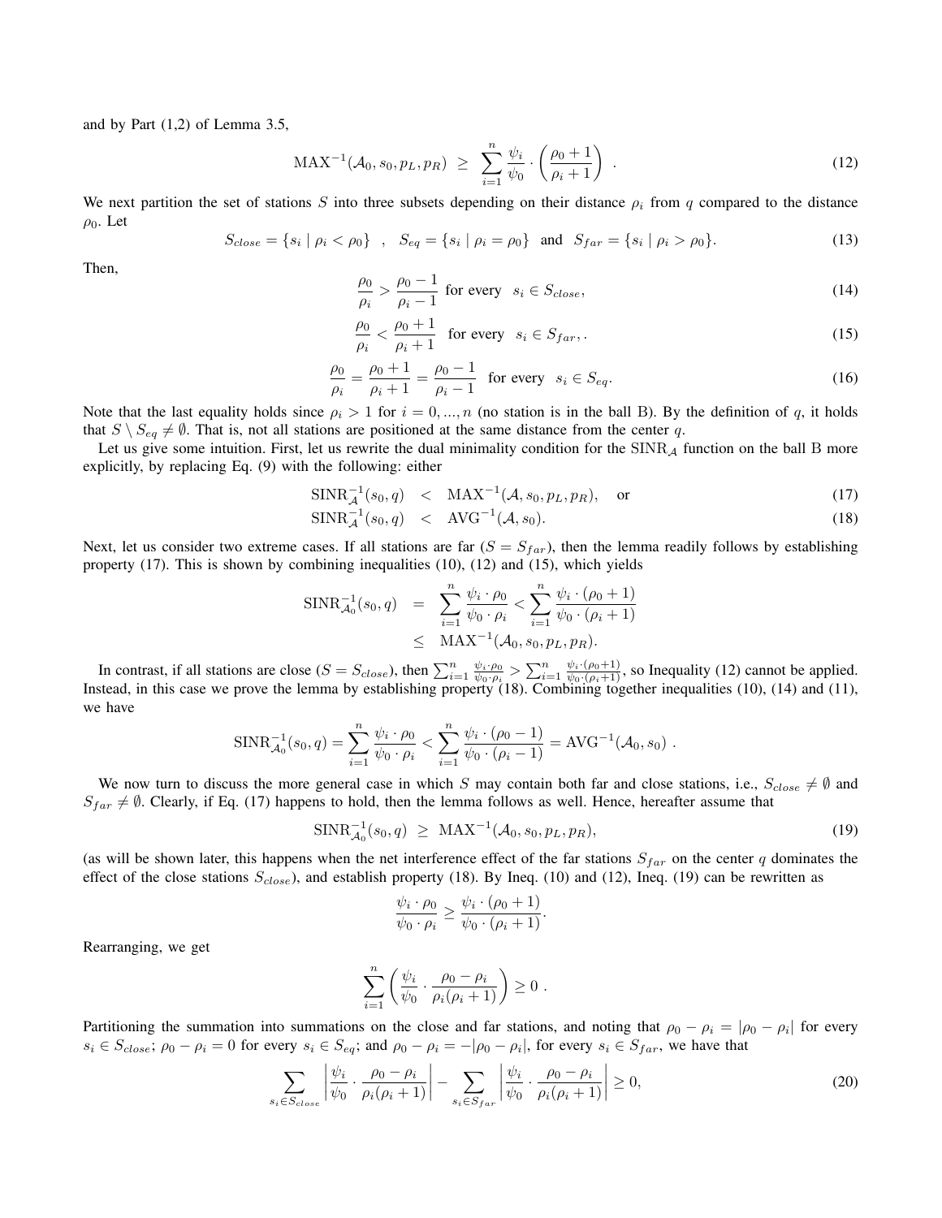and by Part (1,2) of Lemma 3.5,

$$\text{MAX}^{-1}(\mathcal{A}_0, s_0, p_L, p_R) \;\geq\; \sum_{i=1}^{n} \frac{\psi_i}{\psi_0} \cdot \left(\frac{\rho_0 + 1}{\rho_i + 1}\right) \;. \tag{12}$$

We next partition the set of stations $S$ into three subsets depending on their distance $\rho_i$ from $q$ compared to the distance $\rho_0$. Let

$$S_{close} = \{s_i \mid \rho_i < \rho_0\} \quad , \quad S_{eq} = \{s_i \mid \rho_i = \rho_0\} \;\text{ and }\; S_{far} = \{s_i \mid \rho_i > \rho_0\}. \tag{13}$$

Then,

$$\frac{\rho_0}{\rho_i} > \frac{\rho_0 - 1}{\rho_i - 1} \;\text{ for every }\; s_i \in S_{close}, \tag{14}$$

$$\frac{\rho_0}{\rho_i} < \frac{\rho_0 + 1}{\rho_i + 1} \;\text{ for every }\; s_i \in S_{far}, . \tag{15}$$

$$\frac{\rho_0}{\rho_i} = \frac{\rho_0 + 1}{\rho_i + 1} = \frac{\rho_0 - 1}{\rho_i - 1} \;\text{ for every }\; s_i \in S_{eq}. \tag{16}$$

Note that the last equality holds since $\rho_i > 1$ for $i = 0, ..., n$ (no station is in the ball B). By the definition of $q$, it holds that $S \setminus S_{eq} \neq \emptyset$. That is, not all stations are positioned at the same distance from the center $q$.

Let us give some intuition. First, let us rewrite the dual minimality condition for the $\text{SINR}_{\mathcal{A}}$ function on the ball B more explicitly, by replacing Eq. (9) with the following: either

$$\text{SINR}_{\mathcal{A}}^{-1}(s_0, q) \;<\; \text{MAX}^{-1}(\mathcal{A}, s_0, p_L, p_R), \quad \text{or} \tag{17}$$

$$\text{SINR}_{\mathcal{A}}^{-1}(s_0, q) \;<\; \text{AVG}^{-1}(\mathcal{A}, s_0). \tag{18}$$

Next, let us consider two extreme cases. If all stations are far ($S = S_{far}$), then the lemma readily follows by establishing property (17). This is shown by combining inequalities (10), (12) and (15), which yields

$$\begin{aligned}
\text{SINR}_{\mathcal{A}_0}^{-1}(s_0, q) &= \sum_{i=1}^{n} \frac{\psi_i \cdot \rho_0}{\psi_0 \cdot \rho_i} < \sum_{i=1}^{n} \frac{\psi_i \cdot (\rho_0 + 1)}{\psi_0 \cdot (\rho_i + 1)} \\
&\leq \text{MAX}^{-1}(\mathcal{A}_0, s_0, p_L, p_R).
\end{aligned}$$

In contrast, if all stations are close ($S = S_{close}$), then $\sum_{i=1}^{n} \frac{\psi_i \cdot \rho_0}{\psi_0 \cdot \rho_i} > \sum_{i=1}^{n} \frac{\psi_i \cdot (\rho_0 + 1)}{\psi_0 \cdot (\rho_i + 1)}$, so Inequality (12) cannot be applied. Instead, in this case we prove the lemma by establishing property (18). Combining together inequalities (10), (14) and (11), we have

$$\text{SINR}_{\mathcal{A}_0}^{-1}(s_0, q) = \sum_{i=1}^{n} \frac{\psi_i \cdot \rho_0}{\psi_0 \cdot \rho_i} < \sum_{i=1}^{n} \frac{\psi_i \cdot (\rho_0 - 1)}{\psi_0 \cdot (\rho_i - 1)} = \text{AVG}^{-1}(\mathcal{A}_0, s_0) \;.$$

We now turn to discuss the more general case in which $S$ may contain both far and close stations, i.e., $S_{close} \neq \emptyset$ and $S_{far} \neq \emptyset$. Clearly, if Eq. (17) happens to hold, then the lemma follows as well. Hence, hereafter assume that

$$\text{SINR}_{\mathcal{A}_0}^{-1}(s_0, q) \;\geq\; \text{MAX}^{-1}(\mathcal{A}_0, s_0, p_L, p_R), \tag{19}$$

(as will be shown later, this happens when the net interference effect of the far stations $S_{far}$ on the center $q$ dominates the effect of the close stations $S_{close}$), and establish property (18). By Ineq. (10) and (12), Ineq. (19) can be rewritten as

$$\frac{\psi_i \cdot \rho_0}{\psi_0 \cdot \rho_i} \geq \frac{\psi_i \cdot (\rho_0 + 1)}{\psi_0 \cdot (\rho_i + 1)}.$$

Rearranging, we get

$$\sum_{i=1}^{n} \left( \frac{\psi_i}{\psi_0} \cdot \frac{\rho_0 - \rho_i}{\rho_i(\rho_i + 1)} \right) \geq 0 \;.$$

Partitioning the summation into summations on the close and far stations, and noting that $\rho_0 - \rho_i = |\rho_0 - \rho_i|$ for every $s_i \in S_{close}$; $\rho_0 - \rho_i = 0$ for every $s_i \in S_{eq}$; and $\rho_0 - \rho_i = -|\rho_0 - \rho_i|$, for every $s_i \in S_{far}$, we have that

$$\sum_{s_i \in S_{close}} \left| \frac{\psi_i}{\psi_0} \cdot \frac{\rho_0 - \rho_i}{\rho_i(\rho_i + 1)} \right| - \sum_{s_i \in S_{far}} \left| \frac{\psi_i}{\psi_0} \cdot \frac{\rho_0 - \rho_i}{\rho_i(\rho_i + 1)} \right| \geq 0, \tag{20}$$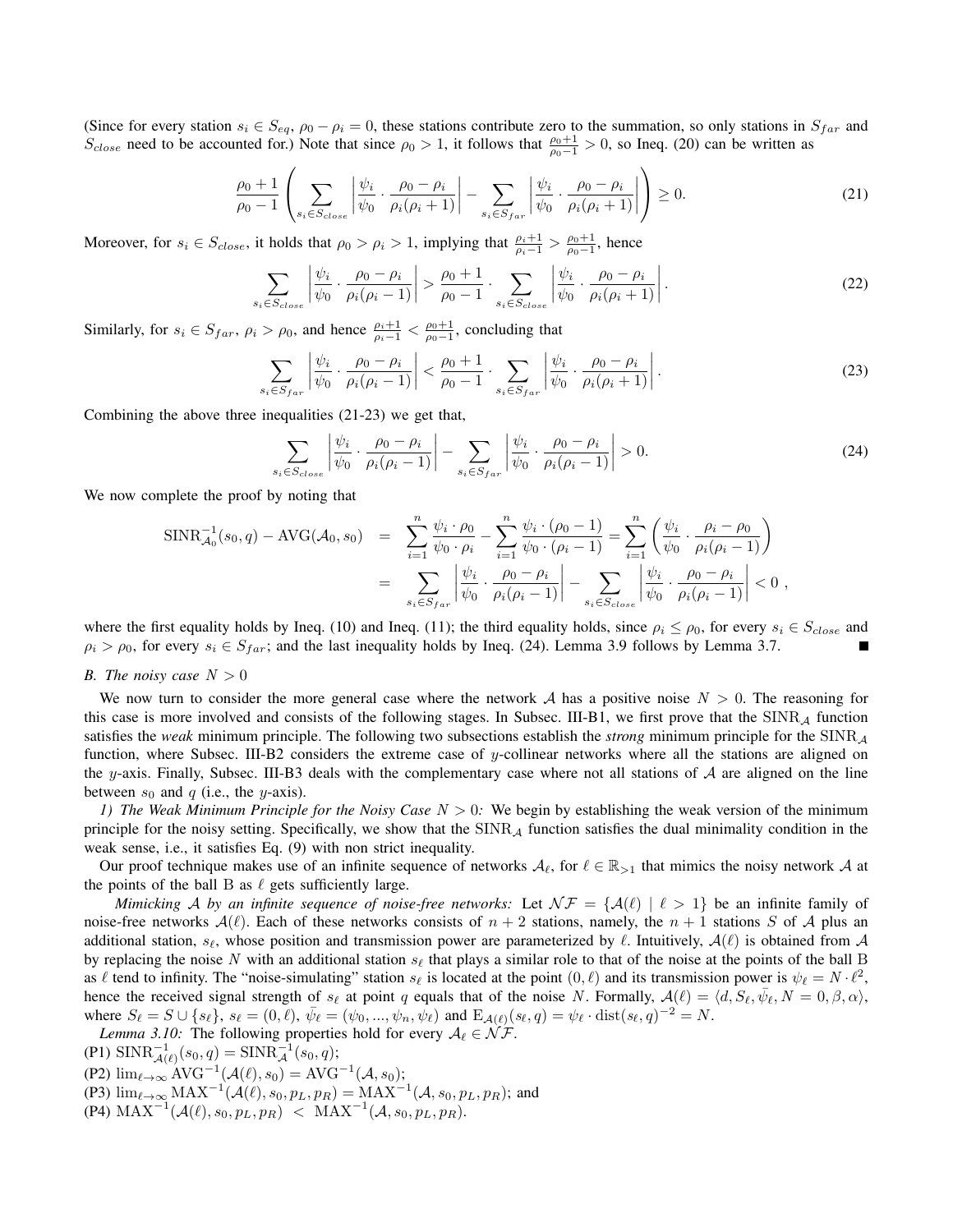(Since for every station $s_i \in S_{eq}$, $\rho_0 - \rho_i = 0$, these stations contribute zero to the summation, so only stations in $S_{far}$ and $S_{close}$ need to be accounted for.) Note that since $\rho_0 > 1$, it follows that $\frac{\rho_0+1}{\rho_0-1} > 0$, so Ineq. (20) can be written as

$$\frac{\rho_0+1}{\rho_0-1}\left(\sum_{s_i \in S_{close}} \left|\frac{\psi_i}{\psi_0} \cdot \frac{\rho_0-\rho_i}{\rho_i(\rho_i+1)}\right| - \sum_{s_i \in S_{far}} \left|\frac{\psi_i}{\psi_0} \cdot \frac{\rho_0-\rho_i}{\rho_i(\rho_i+1)}\right|\right) \geq 0. \tag{21}$$

Moreover, for $s_i \in S_{close}$, it holds that $\rho_0 > \rho_i > 1$, implying that $\frac{\rho_i+1}{\rho_i-1} > \frac{\rho_0+1}{\rho_0-1}$, hence

$$\sum_{s_i \in S_{close}} \left|\frac{\psi_i}{\psi_0} \cdot \frac{\rho_0-\rho_i}{\rho_i(\rho_i-1)}\right| > \frac{\rho_0+1}{\rho_0-1} \cdot \sum_{s_i \in S_{close}} \left|\frac{\psi_i}{\psi_0} \cdot \frac{\rho_0-\rho_i}{\rho_i(\rho_i+1)}\right|. \tag{22}$$

Similarly, for $s_i \in S_{far}$, $\rho_i > \rho_0$, and hence $\frac{\rho_i+1}{\rho_i-1} < \frac{\rho_0+1}{\rho_0-1}$, concluding that

$$\sum_{s_i \in S_{far}} \left|\frac{\psi_i}{\psi_0} \cdot \frac{\rho_0-\rho_i}{\rho_i(\rho_i-1)}\right| < \frac{\rho_0+1}{\rho_0-1} \cdot \sum_{s_i \in S_{far}} \left|\frac{\psi_i}{\psi_0} \cdot \frac{\rho_0-\rho_i}{\rho_i(\rho_i+1)}\right|. \tag{23}$$

Combining the above three inequalities (21-23) we get that,

$$\sum_{s_i \in S_{close}} \left|\frac{\psi_i}{\psi_0} \cdot \frac{\rho_0-\rho_i}{\rho_i(\rho_i-1)}\right| - \sum_{s_i \in S_{far}} \left|\frac{\psi_i}{\psi_0} \cdot \frac{\rho_0-\rho_i}{\rho_i(\rho_i-1)}\right| > 0. \tag{24}$$

We now complete the proof by noting that

$$\begin{aligned}
\mathrm{SINR}^{-1}_{\mathcal{A}_0}(s_0, q) - \mathrm{AVG}(\mathcal{A}_0, s_0) &= \sum_{i=1}^{n} \frac{\psi_i \cdot \rho_0}{\psi_0 \cdot \rho_i} - \sum_{i=1}^{n} \frac{\psi_i \cdot (\rho_0 - 1)}{\psi_0 \cdot (\rho_i - 1)} = \sum_{i=1}^{n} \left(\frac{\psi_i}{\psi_0} \cdot \frac{\rho_i - \rho_0}{\rho_i(\rho_i-1)}\right) \\
&= \sum_{s_i \in S_{far}} \left|\frac{\psi_i}{\psi_0} \cdot \frac{\rho_0-\rho_i}{\rho_i(\rho_i-1)}\right| - \sum_{s_i \in S_{close}} \left|\frac{\psi_i}{\psi_0} \cdot \frac{\rho_0-\rho_i}{\rho_i(\rho_i-1)}\right| < 0 ,
\end{aligned}$$

where the first equality holds by Ineq. (10) and Ineq. (11); the third equality holds, since $\rho_i \leq \rho_0$, for every $s_i \in S_{close}$ and $\rho_i > \rho_0$, for every $s_i \in S_{far}$; and the last inequality holds by Ineq. (24). Lemma 3.9 follows by Lemma 3.7. ■

### *B. The noisy case $N > 0$*

We now turn to consider the more general case where the network $\mathcal{A}$ has a positive noise $N > 0$. The reasoning for this case is more involved and consists of the following stages. In Subsec. III-B1, we first prove that the $\mathrm{SINR}_{\mathcal{A}}$ function satisfies the *weak* minimum principle. The following two subsections establish the *strong* minimum principle for the $\mathrm{SINR}_{\mathcal{A}}$ function, where Subsec. III-B2 considers the extreme case of $y$-collinear networks where all the stations are aligned on the $y$-axis. Finally, Subsec. III-B3 deals with the complementary case where not all stations of $\mathcal{A}$ are aligned on the line between $s_0$ and $q$ (i.e., the $y$-axis).

*1) The Weak Minimum Principle for the Noisy Case $N > 0$:* We begin by establishing the weak version of the minimum principle for the noisy setting. Specifically, we show that the $\mathrm{SINR}_{\mathcal{A}}$ function satisfies the dual minimality condition in the weak sense, i.e., it satisfies Eq. (9) with non strict inequality.

Our proof technique makes use of an infinite sequence of networks $\mathcal{A}_\ell$, for $\ell \in \mathbb{R}_{>1}$ that mimics the noisy network $\mathcal{A}$ at the points of the ball B as $\ell$ gets sufficiently large.

*Mimicking $\mathcal{A}$ by an infinite sequence of noise-free networks:* Let $\mathcal{NF} = \{\mathcal{A}(\ell) \mid \ell > 1\}$ be an infinite family of noise-free networks $\mathcal{A}(\ell)$. Each of these networks consists of $n+2$ stations, namely, the $n+1$ stations $S$ of $\mathcal{A}$ plus an additional station, $s_\ell$, whose position and transmission power are parameterized by $\ell$. Intuitively, $\mathcal{A}(\ell)$ is obtained from $\mathcal{A}$ by replacing the noise $N$ with an additional station $s_\ell$ that plays a similar role to that of the noise at the points of the ball B as $\ell$ tend to infinity. The "noise-simulating" station $s_\ell$ is located at the point $(0, \ell)$ and its transmission power is $\psi_\ell = N \cdot \ell^2$, hence the received signal strength of $s_\ell$ at point $q$ equals that of the noise $N$. Formally, $\mathcal{A}(\ell) = \langle d, S_\ell, \bar{\psi}_\ell, N = 0, \beta, \alpha \rangle$, where $S_\ell = S \cup \{s_\ell\}$, $s_\ell = (0, \ell)$, $\bar{\psi}_\ell = (\psi_0, ..., \psi_n, \psi_\ell)$ and $\mathrm{E}_{\mathcal{A}(\ell)}(s_\ell, q) = \psi_\ell \cdot \mathrm{dist}(s_\ell, q)^{-2} = N$.

*Lemma 3.10:* The following properties hold for every $\mathcal{A}_\ell \in \mathcal{NF}$.
(P1) $\mathrm{SINR}^{-1}_{\mathcal{A}(\ell)}(s_0, q) = \mathrm{SINR}^{-1}_{\mathcal{A}}(s_0, q)$;
(P2) $\lim_{\ell \to \infty} \mathrm{AVG}^{-1}(\mathcal{A}(\ell), s_0) = \mathrm{AVG}^{-1}(\mathcal{A}, s_0)$;
(P3) $\lim_{\ell \to \infty} \mathrm{MAX}^{-1}(\mathcal{A}(\ell), s_0, p_L, p_R) = \mathrm{MAX}^{-1}(\mathcal{A}, s_0, p_L, p_R)$; and
(P4) $\mathrm{MAX}^{-1}(\mathcal{A}(\ell), s_0, p_L, p_R) < \mathrm{MAX}^{-1}(\mathcal{A}, s_0, p_L, p_R)$.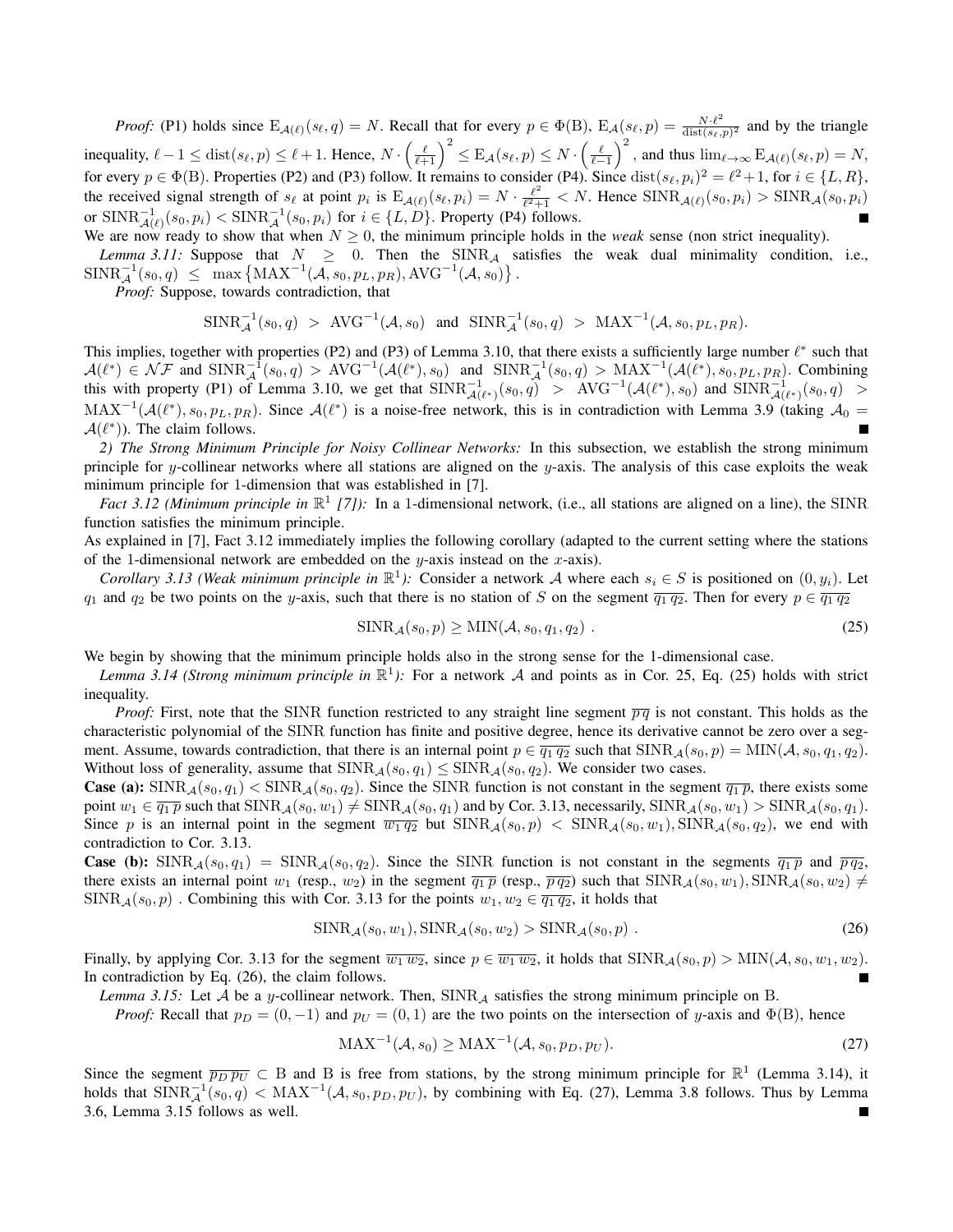*Proof:* (P1) holds since $\mathrm{E}_{\mathcal{A}(\ell)}(s_\ell, q) = N$. Recall that for every $p \in \Phi(\mathrm{B})$, $\mathrm{E}_{\mathcal{A}}(s_\ell, p) = \frac{N \cdot \ell^2}{\mathrm{dist}(s_\ell, p)^2}$ and by the triangle inequality, $\ell - 1 \leq \mathrm{dist}(s_\ell, p) \leq \ell + 1$. Hence, $N \cdot \left(\frac{\ell}{\ell+1}\right)^2 \leq \mathrm{E}_{\mathcal{A}}(s_\ell, p) \leq N \cdot \left(\frac{\ell}{\ell-1}\right)^2$, and thus $\lim_{\ell \to \infty} \mathrm{E}_{\mathcal{A}(\ell)}(s_\ell, p) = N$, for every $p \in \Phi(\mathrm{B})$. Properties (P2) and (P3) follow. It remains to consider (P4). Since $\mathrm{dist}(s_\ell, p_i)^2 = \ell^2 + 1$, for $i \in \{L, R\}$, the received signal strength of $s_\ell$ at point $p_i$ is $\mathrm{E}_{\mathcal{A}(\ell)}(s_\ell, p_i) = N \cdot \frac{\ell^2}{\ell^2+1} < N$. Hence $\mathrm{SINR}_{\mathcal{A}(\ell)}(s_0, p_i) > \mathrm{SINR}_{\mathcal{A}}(s_0, p_i)$ or $\mathrm{SINR}^{-1}_{\mathcal{A}(\ell)}(s_0, p_i) < \mathrm{SINR}^{-1}_{\mathcal{A}}(s_0, p_i)$ for $i \in \{L, D\}$. Property (P4) follows. ■

We are now ready to show that when $N \geq 0$, the minimum principle holds in the *weak* sense (non strict inequality).

*Lemma 3.11:* Suppose that $N \geq 0$. Then the $\mathrm{SINR}_{\mathcal{A}}$ satisfies the weak dual minimality condition, i.e., $\mathrm{SINR}^{-1}_{\mathcal{A}}(s_0, q) \leq \max\left\{\mathrm{MAX}^{-1}(\mathcal{A}, s_0, p_L, p_R), \mathrm{AVG}^{-1}(\mathcal{A}, s_0)\right\}$.

*Proof:* Suppose, towards contradiction, that

$$\mathrm{SINR}^{-1}_{\mathcal{A}}(s_0, q) > \mathrm{AVG}^{-1}(\mathcal{A}, s_0) \text{ and } \mathrm{SINR}^{-1}_{\mathcal{A}}(s_0, q) > \mathrm{MAX}^{-1}(\mathcal{A}, s_0, p_L, p_R).$$

This implies, together with properties (P2) and (P3) of Lemma 3.10, that there exists a sufficiently large number $\ell^*$ such that $\mathcal{A}(\ell^*) \in \mathcal{NF}$ and $\mathrm{SINR}^{-1}_{\mathcal{A}}(s_0, q) > \mathrm{AVG}^{-1}(\mathcal{A}(\ell^*), s_0)$ and $\mathrm{SINR}^{-1}_{\mathcal{A}}(s_0, q) > \mathrm{MAX}^{-1}(\mathcal{A}(\ell^*), s_0, p_L, p_R)$. Combining this with property (P1) of Lemma 3.10, we get that $\mathrm{SINR}^{-1}_{\mathcal{A}(\ell^*)}(s_0, q) > \mathrm{AVG}^{-1}(\mathcal{A}(\ell^*), s_0)$ and $\mathrm{SINR}^{-1}_{\mathcal{A}(\ell^*)}(s_0, q) > \mathrm{MAX}^{-1}(\mathcal{A}(\ell^*), s_0, p_L, p_R)$. Since $\mathcal{A}(\ell^*)$ is a noise-free network, this is in contradiction with Lemma 3.9 (taking $\mathcal{A}_0 = \mathcal{A}(\ell^*)$). The claim follows. ■

*2) The Strong Minimum Principle for Noisy Collinear Networks:* In this subsection, we establish the strong minimum principle for $y$-collinear networks where all stations are aligned on the $y$-axis. The analysis of this case exploits the weak minimum principle for 1-dimension that was established in [7].

*Fact 3.12 (Minimum principle in $\mathbb{R}^1$ [7]):* In a 1-dimensional network, (i.e., all stations are aligned on a line), the SINR function satisfies the minimum principle.

As explained in [7], Fact 3.12 immediately implies the following corollary (adapted to the current setting where the stations of the 1-dimensional network are embedded on the $y$-axis instead on the $x$-axis).

*Corollary 3.13 (Weak minimum principle in $\mathbb{R}^1$):* Consider a network $\mathcal{A}$ where each $s_i \in S$ is positioned on $(0, y_i)$. Let $q_1$ and $q_2$ be two points on the $y$-axis, such that there is no station of $S$ on the segment $\overline{q_1\, q_2}$. Then for every $p \in \overline{q_1\, q_2}$

$$\mathrm{SINR}_{\mathcal{A}}(s_0, p) \geq \mathrm{MIN}(\mathcal{A}, s_0, q_1, q_2)\ . \tag{25}$$

We begin by showing that the minimum principle holds also in the strong sense for the 1-dimensional case.

*Lemma 3.14 (Strong minimum principle in $\mathbb{R}^1$):* For a network $\mathcal{A}$ and points as in Cor. 25, Eq. (25) holds with strict inequality.

*Proof:* First, note that the SINR function restricted to any straight line segment $\overline{p\, q}$ is not constant. This holds as the characteristic polynomial of the SINR function has finite and positive degree, hence its derivative cannot be zero over a segment. Assume, towards contradiction, that there is an internal point $p \in \overline{q_1\, q_2}$ such that $\mathrm{SINR}_{\mathcal{A}}(s_0, p) = \mathrm{MIN}(\mathcal{A}, s_0, q_1, q_2)$. Without loss of generality, assume that $\mathrm{SINR}_{\mathcal{A}}(s_0, q_1) \leq \mathrm{SINR}_{\mathcal{A}}(s_0, q_2)$. We consider two cases.

**Case (a):** $\mathrm{SINR}_{\mathcal{A}}(s_0, q_1) < \mathrm{SINR}_{\mathcal{A}}(s_0, q_2)$. Since the SINR function is not constant in the segment $\overline{q_1\, p}$, there exists some point $w_1 \in \overline{q_1\, p}$ such that $\mathrm{SINR}_{\mathcal{A}}(s_0, w_1) \neq \mathrm{SINR}_{\mathcal{A}}(s_0, q_1)$ and by Cor. 3.13, necessarily, $\mathrm{SINR}_{\mathcal{A}}(s_0, w_1) > \mathrm{SINR}_{\mathcal{A}}(s_0, q_1)$. Since $p$ is an internal point in the segment $\overline{w_1\, q_2}$ but $\mathrm{SINR}_{\mathcal{A}}(s_0, p) < \mathrm{SINR}_{\mathcal{A}}(s_0, w_1), \mathrm{SINR}_{\mathcal{A}}(s_0, q_2)$, we end with contradiction to Cor. 3.13.

**Case (b):** $\mathrm{SINR}_{\mathcal{A}}(s_0, q_1) = \mathrm{SINR}_{\mathcal{A}}(s_0, q_2)$. Since the SINR function is not constant in the segments $\overline{q_1\, p}$ and $\overline{p\, q_2}$, there exists an internal point $w_1$ (resp., $w_2$) in the segment $\overline{q_1\, p}$ (resp., $\overline{p\, q_2}$) such that $\mathrm{SINR}_{\mathcal{A}}(s_0, w_1), \mathrm{SINR}_{\mathcal{A}}(s_0, w_2) \neq \mathrm{SINR}_{\mathcal{A}}(s_0, p)$ . Combining this with Cor. 3.13 for the points $w_1, w_2 \in \overline{q_1\, q_2}$, it holds that

$$\mathrm{SINR}_{\mathcal{A}}(s_0, w_1), \mathrm{SINR}_{\mathcal{A}}(s_0, w_2) > \mathrm{SINR}_{\mathcal{A}}(s_0, p)\ . \tag{26}$$

Finally, by applying Cor. 3.13 for the segment $\overline{w_1\, w_2}$, since $p \in \overline{w_1\, w_2}$, it holds that $\mathrm{SINR}_{\mathcal{A}}(s_0, p) > \mathrm{MIN}(\mathcal{A}, s_0, w_1, w_2)$. In contradiction by Eq. (26), the claim follows. ■

*Lemma 3.15:* Let $\mathcal{A}$ be a $y$-collinear network. Then, $\mathrm{SINR}_{\mathcal{A}}$ satisfies the strong minimum principle on B.

*Proof:* Recall that $p_D = (0, -1)$ and $p_U = (0, 1)$ are the two points on the intersection of $y$-axis and $\Phi(\mathrm{B})$, hence

$$\mathrm{MAX}^{-1}(\mathcal{A}, s_0) \geq \mathrm{MAX}^{-1}(\mathcal{A}, s_0, p_D, p_U). \tag{27}$$

Since the segment $\overline{p_D\, p_U} \subset \mathrm{B}$ and B is free from stations, by the strong minimum principle for $\mathbb{R}^1$ (Lemma 3.14), it holds that $\mathrm{SINR}^{-1}_{\mathcal{A}}(s_0, q) < \mathrm{MAX}^{-1}(\mathcal{A}, s_0, p_D, p_U)$, by combining with Eq. (27), Lemma 3.8 follows. Thus by Lemma 3.6, Lemma 3.15 follows as well. ■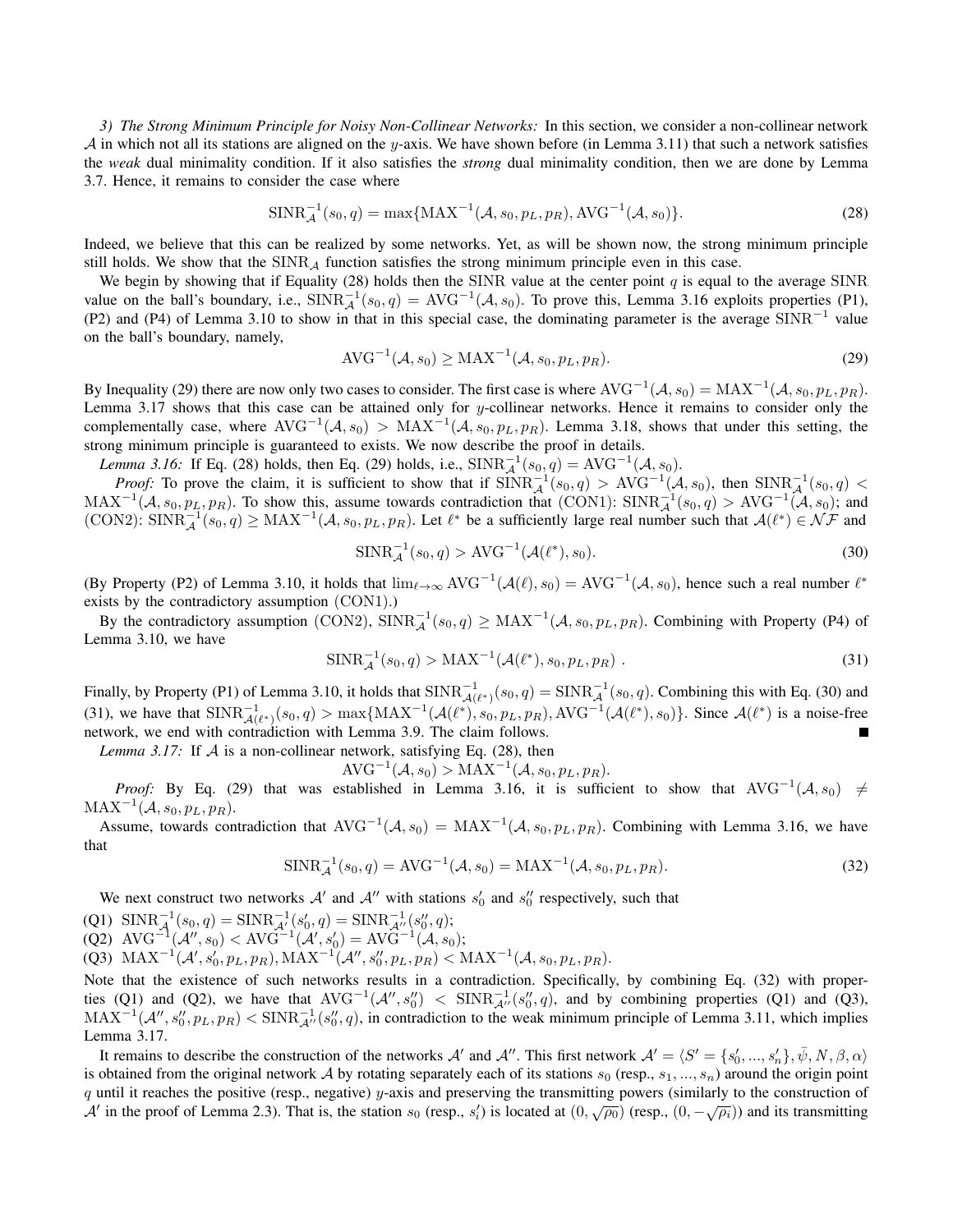*3) The Strong Minimum Principle for Noisy Non-Collinear Networks:* In this section, we consider a non-collinear network $\mathcal{A}$ in which not all its stations are aligned on the $y$-axis. We have shown before (in Lemma 3.11) that such a network satisfies the *weak* dual minimality condition. If it also satisfies the *strong* dual minimality condition, then we are done by Lemma 3.7. Hence, it remains to consider the case where

$$\mathrm{SINR}_{\mathcal{A}}^{-1}(s_0, q) = \max\{\mathrm{MAX}^{-1}(\mathcal{A}, s_0, p_L, p_R), \mathrm{AVG}^{-1}(\mathcal{A}, s_0)\}. \tag{28}$$

Indeed, we believe that this can be realized by some networks. Yet, as will be shown now, the strong minimum principle still holds. We show that the $\mathrm{SINR}_{\mathcal{A}}$ function satisfies the strong minimum principle even in this case.

We begin by showing that if Equality (28) holds then the SINR value at the center point $q$ is equal to the average SINR value on the ball's boundary, i.e., $\mathrm{SINR}_{\mathcal{A}}^{-1}(s_0, q) = \mathrm{AVG}^{-1}(\mathcal{A}, s_0)$. To prove this, Lemma 3.16 exploits properties (P1), (P2) and (P4) of Lemma 3.10 to show in that in this special case, the dominating parameter is the average $\mathrm{SINR}^{-1}$ value on the ball's boundary, namely,

$$\mathrm{AVG}^{-1}(\mathcal{A}, s_0) \geq \mathrm{MAX}^{-1}(\mathcal{A}, s_0, p_L, p_R). \tag{29}$$

By Inequality (29) there are now only two cases to consider. The first case is where $\mathrm{AVG}^{-1}(\mathcal{A}, s_0) = \mathrm{MAX}^{-1}(\mathcal{A}, s_0, p_L, p_R)$. Lemma 3.17 shows that this case can be attained only for $y$-collinear networks. Hence it remains to consider only the complementally case, where $\mathrm{AVG}^{-1}(\mathcal{A}, s_0) > \mathrm{MAX}^{-1}(\mathcal{A}, s_0, p_L, p_R)$. Lemma 3.18, shows that under this setting, the strong minimum principle is guaranteed to exists. We now describe the proof in details.

*Lemma 3.16:* If Eq. (28) holds, then Eq. (29) holds, i.e., $\mathrm{SINR}_{\mathcal{A}}^{-1}(s_0, q) = \mathrm{AVG}^{-1}(\mathcal{A}, s_0)$.

*Proof:* To prove the claim, it is sufficient to show that if $\mathrm{SINR}_{\mathcal{A}}^{-1}(s_0, q) > \mathrm{AVG}^{-1}(\mathcal{A}, s_0)$, then $\mathrm{SINR}_{\mathcal{A}}^{-1}(s_0, q) < \mathrm{MAX}^{-1}(\mathcal{A}, s_0, p_L, p_R)$. To show this, assume towards contradiction that (CON1): $\mathrm{SINR}_{\mathcal{A}}^{-1}(s_0, q) > \mathrm{AVG}^{-1}(\mathcal{A}, s_0)$; and (CON2): $\mathrm{SINR}_{\mathcal{A}}^{-1}(s_0, q) \geq \mathrm{MAX}^{-1}(\mathcal{A}, s_0, p_L, p_R)$. Let $\ell^*$ be a sufficiently large real number such that $\mathcal{A}(\ell^*) \in \mathcal{NF}$ and

$$\mathrm{SINR}_{\mathcal{A}}^{-1}(s_0, q) > \mathrm{AVG}^{-1}(\mathcal{A}(\ell^*), s_0). \tag{30}$$

(By Property (P2) of Lemma 3.10, it holds that $\lim_{\ell \to \infty} \mathrm{AVG}^{-1}(\mathcal{A}(\ell), s_0) = \mathrm{AVG}^{-1}(\mathcal{A}, s_0)$, hence such a real number $\ell^*$ exists by the contradictory assumption (CON1).)

By the contradictory assumption (CON2), $\mathrm{SINR}_{\mathcal{A}}^{-1}(s_0, q) \geq \mathrm{MAX}^{-1}(\mathcal{A}, s_0, p_L, p_R)$. Combining with Property (P4) of Lemma 3.10, we have

$$\mathrm{SINR}_{\mathcal{A}}^{-1}(s_0, q) > \mathrm{MAX}^{-1}(\mathcal{A}(\ell^*), s_0, p_L, p_R) \ . \tag{31}$$

Finally, by Property (P1) of Lemma 3.10, it holds that $\mathrm{SINR}_{\mathcal{A}(\ell^*)}^{-1}(s_0, q) = \mathrm{SINR}_{\mathcal{A}}^{-1}(s_0, q)$. Combining this with Eq. (30) and (31), we have that $\mathrm{SINR}_{\mathcal{A}(\ell^*)}^{-1}(s_0, q) > \max\{\mathrm{MAX}^{-1}(\mathcal{A}(\ell^*), s_0, p_L, p_R), \mathrm{AVG}^{-1}(\mathcal{A}(\ell^*), s_0)\}$. Since $\mathcal{A}(\ell^*)$ is a noise-free network, we end with contradiction with Lemma 3.9. The claim follows. ∎

*Lemma 3.17:* If $\mathcal{A}$ is a non-collinear network, satisfying Eq. (28), then

$$\mathrm{AVG}^{-1}(\mathcal{A}, s_0) > \mathrm{MAX}^{-1}(\mathcal{A}, s_0, p_L, p_R).$$

*Proof:* By Eq. (29) that was established in Lemma 3.16, it is sufficient to show that $\mathrm{AVG}^{-1}(\mathcal{A}, s_0) \neq \mathrm{MAX}^{-1}(\mathcal{A}, s_0, p_L, p_R)$.

Assume, towards contradiction that $\mathrm{AVG}^{-1}(\mathcal{A}, s_0) = \mathrm{MAX}^{-1}(\mathcal{A}, s_0, p_L, p_R)$. Combining with Lemma 3.16, we have that

$$\mathrm{SINR}_{\mathcal{A}}^{-1}(s_0, q) = \mathrm{AVG}^{-1}(\mathcal{A}, s_0) = \mathrm{MAX}^{-1}(\mathcal{A}, s_0, p_L, p_R). \tag{32}$$

We next construct two networks $\mathcal{A}'$ and $\mathcal{A}''$ with stations $s_0'$ and $s_0''$ respectively, such that

(Q1) $\mathrm{SINR}_{\mathcal{A}}^{-1}(s_0, q) = \mathrm{SINR}_{\mathcal{A}'}^{-1}(s_0', q) = \mathrm{SINR}_{\mathcal{A}''}^{-1}(s_0'', q)$;
(Q2) $\mathrm{AVG}^{-1}(\mathcal{A}'', s_0) < \mathrm{AVG}^{-1}(\mathcal{A}', s_0') = \mathrm{AVG}^{-1}(\mathcal{A}, s_0)$;
(Q3) $\mathrm{MAX}^{-1}(\mathcal{A}', s_0', p_L, p_R), \mathrm{MAX}^{-1}(\mathcal{A}'', s_0'', p_L, p_R) < \mathrm{MAX}^{-1}(\mathcal{A}, s_0, p_L, p_R)$.

Note that the existence of such networks results in a contradiction. Specifically, by combining Eq. (32) with properties (Q1) and (Q2), we have that $\mathrm{AVG}^{-1}(\mathcal{A}'', s_0'') < \mathrm{SINR}_{\mathcal{A}''}^{-1}(s_0'', q)$, and by combining properties (Q1) and (Q3), $\mathrm{MAX}^{-1}(\mathcal{A}'', s_0'', p_L, p_R) < \mathrm{SINR}_{\mathcal{A}''}^{-1}(s_0'', q)$, in contradiction to the weak minimum principle of Lemma 3.11, which implies Lemma 3.17.

It remains to describe the construction of the networks $\mathcal{A}'$ and $\mathcal{A}''$. This first network $\mathcal{A}' = \langle S' = \{s_0', ..., s_n'\}, \bar{\psi}, N, \beta, \alpha \rangle$ is obtained from the original network $\mathcal{A}$ by rotating separately each of its stations $s_0$ (resp., $s_1, ..., s_n$) around the origin point $q$ until it reaches the positive (resp., negative) $y$-axis and preserving the transmitting powers (similarly to the construction of $\mathcal{A}'$ in the proof of Lemma 2.3). That is, the station $s_0$ (resp., $s_i'$) is located at $(0, \sqrt{\rho_0})$ (resp., $(0, -\sqrt{\rho_i})$) and its transmitting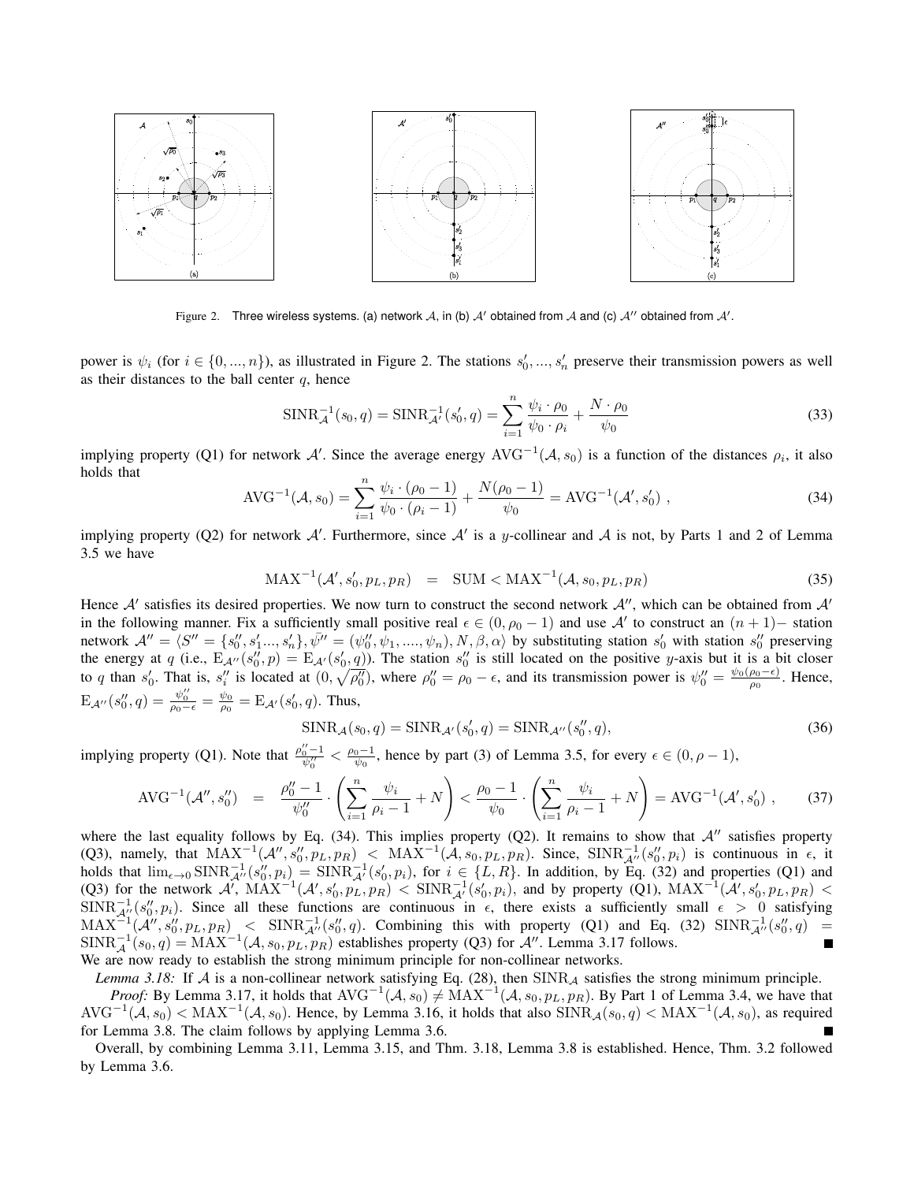Figure 2. Three wireless systems. (a) network $\mathcal{A}$, in (b) $\mathcal{A}'$ obtained from $\mathcal{A}$ and (c) $\mathcal{A}''$ obtained from $\mathcal{A}'$.

power is $\psi_i$ (for $i \in \{0, ..., n\}$), as illustrated in Figure 2. The stations $s'_0, ..., s'_n$ preserve their transmission powers as well as their distances to the ball center $q$, hence

$$\mathrm{SINR}^{-1}_{\mathcal{A}}(s_0, q) = \mathrm{SINR}^{-1}_{\mathcal{A}'}(s'_0, q) = \sum_{i=1}^{n} \frac{\psi_i \cdot \rho_0}{\psi_0 \cdot \rho_i} + \frac{N \cdot \rho_0}{\psi_0} \tag{33}$$

implying property (Q1) for network $\mathcal{A}'$. Since the average energy $\mathrm{AVG}^{-1}(\mathcal{A}, s_0)$ is a function of the distances $\rho_i$, it also holds that

$$\mathrm{AVG}^{-1}(\mathcal{A}, s_0) = \sum_{i=1}^{n} \frac{\psi_i \cdot (\rho_0 - 1)}{\psi_0 \cdot (\rho_i - 1)} + \frac{N(\rho_0 - 1)}{\psi_0} = \mathrm{AVG}^{-1}(\mathcal{A}', s'_0) \ , \tag{34}$$

implying property (Q2) for network $\mathcal{A}'$. Furthermore, since $\mathcal{A}'$ is a $y$-collinear and $\mathcal{A}$ is not, by Parts 1 and 2 of Lemma 3.5 we have

$$\mathrm{MAX}^{-1}(\mathcal{A}', s'_0, p_L, p_R) \quad = \quad \mathrm{SUM} < \mathrm{MAX}^{-1}(\mathcal{A}, s_0, p_L, p_R) \tag{35}$$

Hence $\mathcal{A}'$ satisfies its desired properties. We now turn to construct the second network $\mathcal{A}''$, which can be obtained from $\mathcal{A}'$ in the following manner. Fix a sufficiently small positive real $\epsilon \in (0, \rho_0 - 1)$ and use $\mathcal{A}'$ to construct an $(n+1)-$ station network $\mathcal{A}'' = \langle S'' = \{s''_0, s'_1, ..., s'_n\}, \bar{\psi}'' = (\psi''_0, \psi_1, ...., \psi_n), N, \beta, \alpha \rangle$ by substituting station $s'_0$ with station $s''_0$ preserving the energy at $q$ (i.e., $\mathrm{E}_{\mathcal{A}''}(s''_0, p) = \mathrm{E}_{\mathcal{A}'}(s'_0, q)$). The station $s''_0$ is still located on the positive $y$-axis but it is a bit closer to $q$ than $s'_0$. That is, $s''_i$ is located at $(0, \sqrt{\rho''_0})$, where $\rho''_0 = \rho_0 - \epsilon$, and its transmission power is $\psi''_0 = \frac{\psi_0(\rho_0 - \epsilon)}{\rho_0}$. Hence, $\mathrm{E}_{\mathcal{A}''}(s''_0, q) = \frac{\psi''_0}{\rho_0 - \epsilon} = \frac{\psi_0}{\rho_0} = \mathrm{E}_{\mathcal{A}'}(s'_0, q)$. Thus,

$$\mathrm{SINR}_{\mathcal{A}}(s_0, q) = \mathrm{SINR}_{\mathcal{A}'}(s'_0, q) = \mathrm{SINR}_{\mathcal{A}''}(s''_0, q), \tag{36}$$

implying property (Q1). Note that $\frac{\rho''_0 - 1}{\psi''_0} < \frac{\rho_0 - 1}{\psi_0}$, hence by part (3) of Lemma 3.5, for every $\epsilon \in (0, \rho - 1)$,

$$\mathrm{AVG}^{-1}(\mathcal{A}'', s''_0) \quad = \quad \frac{\rho''_0 - 1}{\psi''_0} \cdot \left( \sum_{i=1}^{n} \frac{\psi_i}{\rho_i - 1} + N \right) < \frac{\rho_0 - 1}{\psi_0} \cdot \left( \sum_{i=1}^{n} \frac{\psi_i}{\rho_i - 1} + N \right) = \mathrm{AVG}^{-1}(\mathcal{A}', s'_0) \ , \tag{37}$$

where the last equality follows by Eq. (34). This implies property (Q2). It remains to show that $\mathcal{A}''$ satisfies property (Q3), namely, that $\mathrm{MAX}^{-1}(\mathcal{A}'', s''_0, p_L, p_R) < \mathrm{MAX}^{-1}(\mathcal{A}, s_0, p_L, p_R)$. Since, $\mathrm{SINR}^{-1}_{\mathcal{A}''}(s''_0, p_i)$ is continuous in $\epsilon$, it holds that $\lim_{\epsilon \to 0} \mathrm{SINR}^{-1}_{\mathcal{A}''}(s''_0, p_i) = \mathrm{SINR}^{-1}_{\mathcal{A}'}(s'_0, p_i)$, for $i \in \{L, R\}$. In addition, by Eq. (32) and properties (Q1) and (Q3) for the network $\mathcal{A}'$, $\mathrm{MAX}^{-1}(\mathcal{A}', s'_0, p_L, p_R) < \mathrm{SINR}^{-1}_{\mathcal{A}'}(s'_0, p_i)$, and by property (Q1), $\mathrm{MAX}^{-1}(\mathcal{A}', s'_0, p_L, p_R) < \mathrm{SINR}^{-1}_{\mathcal{A}''}(s''_0, p_i)$. Since all these functions are continuous in $\epsilon$, there exists a sufficiently small $\epsilon > 0$ satisfying $\mathrm{MAX}^{-1}(\mathcal{A}'', s''_0, p_L, p_R) < \mathrm{SINR}^{-1}_{\mathcal{A}''}(s''_0, q)$. Combining this with property (Q1) and Eq. (32) $\mathrm{SINR}^{-1}_{\mathcal{A}''}(s''_0, q) = \mathrm{SINR}^{-1}_{\mathcal{A}}(s_0, q) = \mathrm{MAX}^{-1}(\mathcal{A}, s_0, p_L, p_R)$ establishes property (Q3) for $\mathcal{A}''$. Lemma 3.17 follows. ■

We are now ready to establish the strong minimum principle for non-collinear networks.

*Lemma 3.18:* If $\mathcal{A}$ is a non-collinear network satisfying Eq. (28), then $\mathrm{SINR}_{\mathcal{A}}$ satisfies the strong minimum principle.

*Proof:* By Lemma 3.17, it holds that $\mathrm{AVG}^{-1}(\mathcal{A}, s_0) \neq \mathrm{MAX}^{-1}(\mathcal{A}, s_0, p_L, p_R)$. By Part 1 of Lemma 3.4, we have that $\mathrm{AVG}^{-1}(\mathcal{A}, s_0) < \mathrm{MAX}^{-1}(\mathcal{A}, s_0)$. Hence, by Lemma 3.16, it holds that also $\mathrm{SINR}_{\mathcal{A}}(s_0, q) < \mathrm{MAX}^{-1}(\mathcal{A}, s_0)$, as required for Lemma 3.8. The claim follows by applying Lemma 3.6. ■

Overall, by combining Lemma 3.11, Lemma 3.15, and Thm. 3.18, Lemma 3.8 is established. Hence, Thm. 3.2 followed by Lemma 3.6.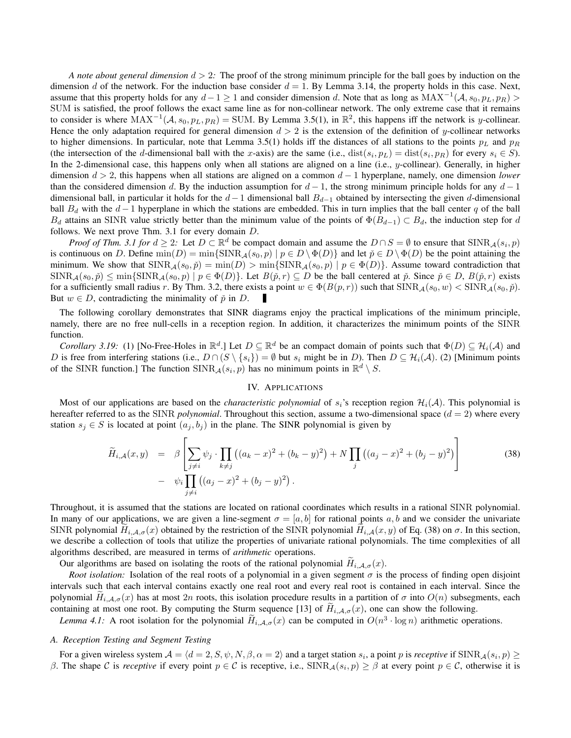*A note about general dimension $d > 2$:* The proof of the strong minimum principle for the ball goes by induction on the dimension $d$ of the network. For the induction base consider $d = 1$. By Lemma 3.14, the property holds in this case. Next, assume that this property holds for any $d - 1 \geq 1$ and consider dimension $d$. Note that as long as $\text{MAX}^{-1}(\mathcal{A}, s_0, p_L, p_R) > \text{SUM}$ is satisfied, the proof follows the exact same line as for non-collinear network. The only extreme case that it remains to consider is where $\text{MAX}^{-1}(\mathcal{A}, s_0, p_L, p_R) = \text{SUM}$. By Lemma 3.5(1), in $\mathbb{R}^2$, this happens iff the network is $y$-collinear. Hence the only adaptation required for general dimension $d > 2$ is the extension of the definition of $y$-collinear networks to higher dimensions. In particular, note that Lemma 3.5(1) holds iff the distances of all stations to the points $p_L$ and $p_R$ (the intersection of the $d$-dimensional ball with the $x$-axis) are the same (i.e., $\text{dist}(s_i, p_L) = \text{dist}(s_i, p_R)$ for every $s_i \in S$). In the 2-dimensional case, this happens only when all stations are aligned on a line (i.e., $y$-collinear). Generally, in higher dimension $d > 2$, this happens when all stations are aligned on a common $d - 1$ hyperplane, namely, one dimension *lower* than the considered dimension $d$. By the induction assumption for $d - 1$, the strong minimum principle holds for any $d - 1$ dimensional ball, in particular it holds for the $d - 1$ dimensional ball $B_{d-1}$ obtained by intersecting the given $d$-dimensional ball $B_d$ with the $d - 1$ hyperplane in which the stations are embedded. This in turn implies that the ball center $q$ of the ball $B_d$ attains an SINR value strictly better than the minimum value of the points of $\Phi(B_{d-1}) \subset B_d$, the induction step for $d$ follows. We next prove Thm. 3.1 for every domain $D$.

*Proof of Thm. 3.1 for $d \geq 2$:* Let $D \subset \mathbb{R}^d$ be compact domain and assume the $D \cap S = \emptyset$ to ensure that $\text{SINR}_{\mathcal{A}}(s_i, p)$ is continuous on $D$. Define $\min(D) = \min\{\text{SINR}_{\mathcal{A}}(s_0, p) \mid p \in D \setminus \Phi(D)\}$ and let $\check{p} \in D \setminus \Phi(D)$ be the point attaining the minimum. We show that $\text{SINR}_{\mathcal{A}}(s_0, \check{p}) = \min(D) > \min\{\text{SINR}_{\mathcal{A}}(s_0, p) \mid p \in \Phi(D)\}$. Assume toward contradiction that $\text{SINR}_{\mathcal{A}}(s_0, \check{p}) \leq \min\{\text{SINR}_{\mathcal{A}}(s_0, p) \mid p \in \Phi(D)\}$. Let $B(\check{p}, r) \subseteq D$ be the ball centered at $\check{p}$. Since $\check{p} \in D$, $B(\check{p}, r)$ exists for a sufficiently small radius $r$. By Thm. 3.2, there exists a point $w \in \Phi(B(p, r))$ such that $\text{SINR}_{\mathcal{A}}(s_0, w) < \text{SINR}_{\mathcal{A}}(s_0, \check{p})$. But $w \in D$, contradicting the minimality of $\check{p}$ in $D$. ∎

The following corollary demonstrates that SINR diagrams enjoy the practical implications of the minimum principle, namely, there are no free null-cells in a reception region. In addition, it characterizes the minimum points of the SINR function.

*Corollary 3.19:* (1) [No-Free-Holes in $\mathbb{R}^d$.] Let $D \subseteq \mathbb{R}^d$ be an compact domain of points such that $\Phi(D) \subseteq \mathcal{H}_i(\mathcal{A})$ and $D$ is free from interfering stations (i.e., $D \cap (S \setminus \{s_i\}) = \emptyset$ but $s_i$ might be in $D$). Then $D \subseteq \mathcal{H}_i(\mathcal{A})$. (2) [Minimum points of the SINR function.] The function $\text{SINR}_{\mathcal{A}}(s_i, p)$ has no minimum points in $\mathbb{R}^d \setminus S$.

## IV. Applications

Most of our applications are based on the *characteristic polynomial* of $s_i$'s reception region $\mathcal{H}_i(\mathcal{A})$. This polynomial is hereafter referred to as the SINR *polynomial*. Throughout this section, assume a two-dimensional space ($d = 2$) where every station $s_j \in S$ is located at point $(a_j, b_j)$ in the plane. The SINR polynomial is given by

$$
\begin{aligned}
\widetilde{H}_{i,\mathcal{A}}(x, y) &= \beta \left[ \sum_{j \neq i} \psi_j \cdot \prod_{k \neq j} \left( (a_k - x)^2 + (b_k - y)^2 \right) + N \prod_j \left( (a_j - x)^2 + (b_j - y)^2 \right) \right] \\
&\quad - \psi_i \prod_{j \neq i} \left( (a_j - x)^2 + (b_j - y)^2 \right).
\end{aligned} \tag{38}
$$

Throughout, it is assumed that the stations are located on rational coordinates which results in a rational SINR polynomial. In many of our applications, we are given a line-segment $\sigma = [a, b]$ for rational points $a, b$ and we consider the univariate SINR polynomial $\widetilde{H}_{i,\mathcal{A},\sigma}(x)$ obtained by the restriction of the SINR polynomial $\widetilde{H}_{i,\mathcal{A}}(x, y)$ of Eq. (38) on $\sigma$. In this section, we describe a collection of tools that utilize the properties of univariate rational polynomials. The time complexities of all algorithms described, are measured in terms of *arithmetic* operations.

Our algorithms are based on isolating the roots of the rational polynomial $\widetilde{H}_{i,\mathcal{A},\sigma}(x)$.

*Root isolation:* Isolation of the real roots of a polynomial in a given segment $\sigma$ is the process of finding open disjoint intervals such that each interval contains exactly one real root and every real root is contained in each interval. Since the polynomial $\widetilde{H}_{i,\mathcal{A},\sigma}(x)$ has at most $2n$ roots, this isolation procedure results in a partition of $\sigma$ into $O(n)$ subsegments, each containing at most one root. By computing the Sturm sequence [13] of $\widetilde{H}_{i,\mathcal{A},\sigma}(x)$, one can show the following.

*Lemma 4.1:* A root isolation for the polynomial $\widetilde{H}_{i,\mathcal{A},\sigma}(x)$ can be computed in $O(n^3 \cdot \log n)$ arithmetic operations.

### A. Reception Testing and Segment Testing

For a given wireless system $\mathcal{A} = \langle d = 2, S, \psi, N, \beta, \alpha = 2 \rangle$ and a target station $s_i$, a point $p$ is *receptive* if $\text{SINR}_{\mathcal{A}}(s_i, p) \geq \beta$. The shape $\mathcal{C}$ is *receptive* if every point $p \in \mathcal{C}$ is receptive, i.e., $\text{SINR}_{\mathcal{A}}(s_i, p) \geq \beta$ at every point $p \in \mathcal{C}$, otherwise it is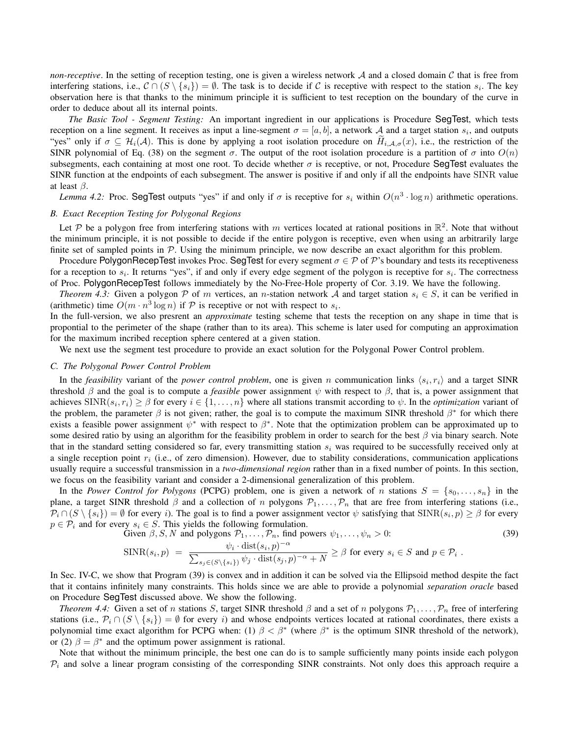*non-receptive*. In the setting of reception testing, one is given a wireless network $\mathcal{A}$ and a closed domain $\mathcal{C}$ that is free from interfering stations, i.e., $\mathcal{C} \cap (S \setminus \{s_i\}) = \emptyset$. The task is to decide if $\mathcal{C}$ is receptive with respect to the station $s_i$. The key observation here is that thanks to the minimum principle it is sufficient to test reception on the boundary of the curve in order to deduce about all its internal points.

*The Basic Tool - Segment Testing:* An important ingredient in our applications is Procedure SegTest, which tests reception on a line segment. It receives as input a line-segment $\sigma = [a, b]$, a network $\mathcal{A}$ and a target station $s_i$, and outputs "yes" only if $\sigma \subseteq \mathcal{H}_i(\mathcal{A})$. This is done by applying a root isolation procedure on $\widetilde{H}_{i,\mathcal{A},\sigma}(x)$, i.e., the restriction of the SINR polynomial of Eq. (38) on the segment $\sigma$. The output of the root isolation procedure is a partition of $\sigma$ into $O(n)$ subsegments, each containing at most one root. To decide whether $\sigma$ is receptive, or not, Procedure SegTest evaluates the SINR function at the endpoints of each subsegment. The answer is positive if and only if all the endpoints have SINR value at least $\beta$.

*Lemma 4.2:* Proc. SegTest outputs "yes" if and only if $\sigma$ is receptive for $s_i$ within $O(n^3 \cdot \log n)$ arithmetic operations.

### B. Exact Reception Testing for Polygonal Regions

Let $\mathcal{P}$ be a polygon free from interfering stations with $m$ vertices located at rational positions in $\mathbb{R}^2$. Note that without the minimum principle, it is not possible to decide if the entire polygon is receptive, even when using an arbitrarily large finite set of sampled points in $\mathcal{P}$. Using the minimum principle, we now describe an exact algorithm for this problem.

Procedure PolygonRecepTest invokes Proc. SegTest for every segment $\sigma \in \mathcal{P}$ of $\mathcal{P}$'s boundary and tests its receptiveness for a reception to $s_i$. It returns "yes", if and only if every edge segment of the polygon is receptive for $s_i$. The correctness of Proc. PolygonRecepTest follows immediately by the No-Free-Hole property of Cor. 3.19. We have the following.

*Theorem 4.3:* Given a polygon $\mathcal{P}$ of $m$ vertices, an $n$-station network $\mathcal{A}$ and target station $s_i \in S$, it can be verified in (arithmetic) time $O(m \cdot n^3 \log n)$ if $\mathcal{P}$ is receptive or not with respect to $s_i$.

In the full-version, we also presrent an *approximate* testing scheme that tests the reception on any shape in time that is propontial to the perimeter of the shape (rather than to its area). This scheme is later used for computing an approximation for the maximum incribed reception sphere centered at a given station.

We next use the segment test procedure to provide an exact solution for the Polygonal Power Control problem.

### C. The Polygonal Power Control Problem

In the *feasibility* variant of the *power control problem*, one is given $n$ communication links $\langle s_i, r_i \rangle$ and a target SINR threshold $\beta$ and the goal is to compute a *feasible* power assignment $\psi$ with respect to $\beta$, that is, a power assignment that achieves $\mathrm{SINR}(s_i, r_i) \geq \beta$ for every $i \in \{1, \ldots, n\}$ where all stations transmit according to $\psi$. In the *optimization* variant of the problem, the parameter $\beta$ is not given; rather, the goal is to compute the maximum SINR threshold $\beta^*$ for which there exists a feasible power assignment $\psi^*$ with respect to $\beta^*$. Note that the optimization problem can be approximated up to some desired ratio by using an algorithm for the feasibility problem in order to search for the best $\beta$ via binary search. Note that in the standard setting considered so far, every transmitting station $s_i$ was required to be successfully received only at a single reception point $r_i$ (i.e., of zero dimension). However, due to stability considerations, communication applications usually require a successful transmission in a *two-dimensional region* rather than in a fixed number of points. In this section, we focus on the feasibility variant and consider a 2-dimensional generalization of this problem.

In the *Power Control for Polygons* (PCPG) problem, one is given a network of $n$ stations $S = \{s_0, \ldots, s_n\}$ in the plane, a target SINR threshold $\beta$ and a collection of $n$ polygons $\mathcal{P}_1, \ldots, \mathcal{P}_n$ that are free from interfering stations (i.e., $\mathcal{P}_i \cap (S \setminus \{s_i\}) = \emptyset$ for every $i$). The goal is to find a power assignment vector $\psi$ satisfying that $\mathrm{SINR}(s_i, p) \geq \beta$ for every $p \in \mathcal{P}_i$ and for every $s_i \in S$. This yields the following formulation.

$$\text{Given } \beta, S, N \text{ and polygons } \mathcal{P}_1, \ldots, \mathcal{P}_n \text{, find powers } \psi_1, \ldots, \psi_n > 0: \tag{39}$$

$$\mathrm{SINR}(s_i, p) \;=\; \frac{\psi_i \cdot \mathrm{dist}(s_i, p)^{-\alpha}}{\sum_{s_j \in (S \setminus \{s_i\})} \psi_j \cdot \mathrm{dist}(s_j, p)^{-\alpha} + N} \geq \beta \text{ for every } s_i \in S \text{ and } p \in \mathcal{P}_i \;.$$

In Sec. IV-C, we show that Program (39) is convex and in addition it can be solved via the Ellipsoid method despite the fact that it contains infinitely many constraints. This holds since we are able to provide a polynomial *separation oracle* based on Procedure SegTest discussed above. We show the following.

*Theorem 4.4:* Given a set of $n$ stations $S$, target SINR threshold $\beta$ and a set of $n$ polygons $\mathcal{P}_1, \ldots, \mathcal{P}_n$ free of interfering stations (i.e., $\mathcal{P}_i \cap (S \setminus \{s_i\}) = \emptyset$ for every $i$) and whose endpoints vertices located at rational coordinates, there exists a polynomial time exact algorithm for PCPG when: (1) $\beta < \beta^*$ (where $\beta^*$ is the optimum SINR threshold of the network), or (2) $\beta = \beta^*$ and the optimum power assignment is rational.

Note that without the minimum principle, the best one can do is to sample sufficiently many points inside each polygon $\mathcal{P}_i$ and solve a linear program consisting of the corresponding SINR constraints. Not only does this approach require a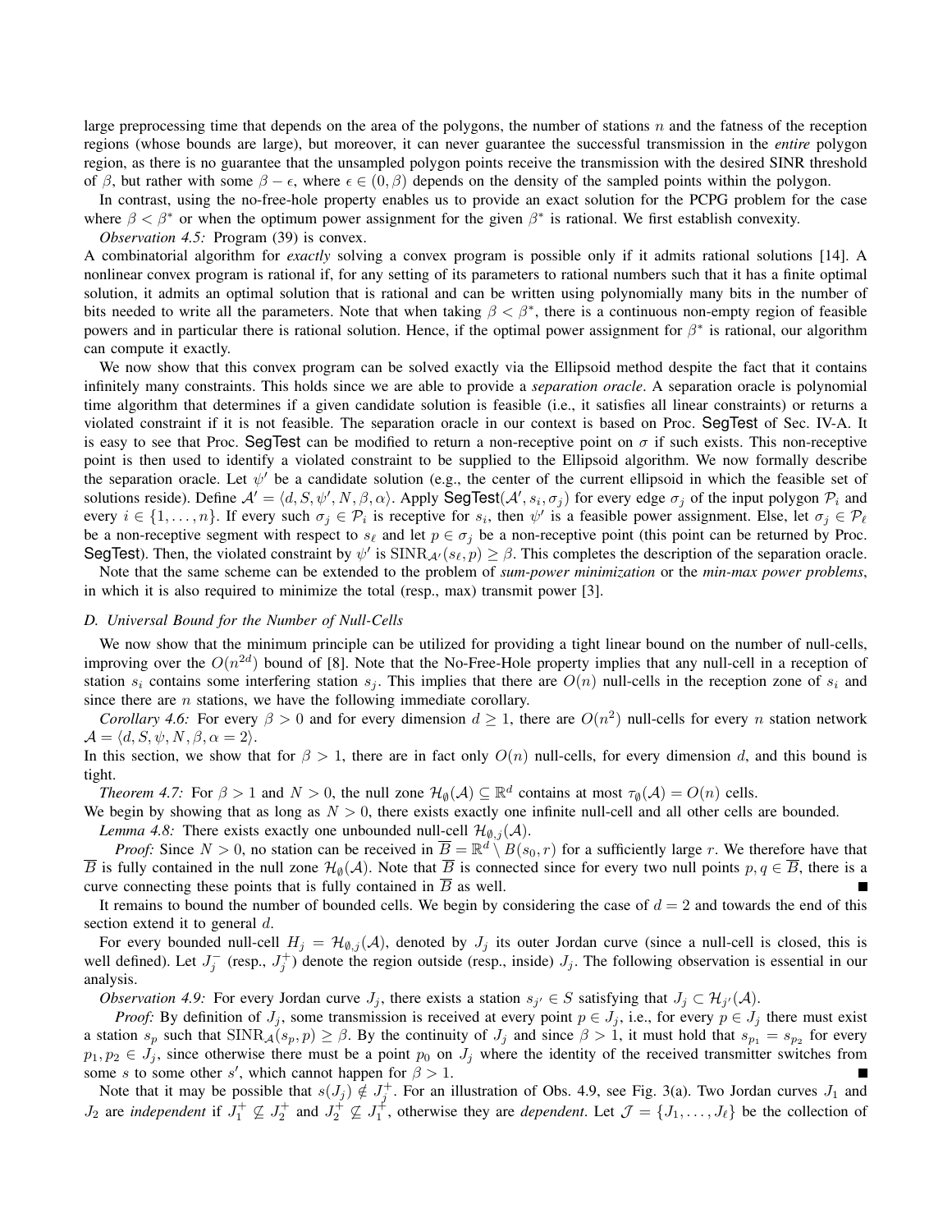large preprocessing time that depends on the area of the polygons, the number of stations $n$ and the fatness of the reception regions (whose bounds are large), but moreover, it can never guarantee the successful transmission in the *entire* polygon region, as there is no guarantee that the unsampled polygon points receive the transmission with the desired SINR threshold of $\beta$, but rather with some $\beta - \epsilon$, where $\epsilon \in (0, \beta)$ depends on the density of the sampled points within the polygon.

In contrast, using the no-free-hole property enables us to provide an exact solution for the PCPG problem for the case where $\beta < \beta^*$ or when the optimum power assignment for the given $\beta^*$ is rational. We first establish convexity.

*Observation 4.5:* Program (39) is convex.

A combinatorial algorithm for *exactly* solving a convex program is possible only if it admits rational solutions [14]. A nonlinear convex program is rational if, for any setting of its parameters to rational numbers such that it has a finite optimal solution, it admits an optimal solution that is rational and can be written using polynomially many bits in the number of bits needed to write all the parameters. Note that when taking $\beta < \beta^*$, there is a continuous non-empty region of feasible powers and in particular there is rational solution. Hence, if the optimal power assignment for $\beta^*$ is rational, our algorithm can compute it exactly.

We now show that this convex program can be solved exactly via the Ellipsoid method despite the fact that it contains infinitely many constraints. This holds since we are able to provide a *separation oracle*. A separation oracle is polynomial time algorithm that determines if a given candidate solution is feasible (i.e., it satisfies all linear constraints) or returns a violated constraint if it is not feasible. The separation oracle in our context is based on Proc. SegTest of Sec. IV-A. It is easy to see that Proc. SegTest can be modified to return a non-receptive point on $\sigma$ if such exists. This non-receptive point is then used to identify a violated constraint to be supplied to the Ellipsoid algorithm. We now formally describe the separation oracle. Let $\psi'$ be a candidate solution (e.g., the center of the current ellipsoid in which the feasible set of solutions reside). Define $\mathcal{A}' = \langle d, S, \psi', N, \beta, \alpha \rangle$. Apply SegTest$(\mathcal{A}', s_i, \sigma_j)$ for every edge $\sigma_j$ of the input polygon $\mathcal{P}_i$ and every $i \in \{1, \ldots, n\}$. If every such $\sigma_j \in \mathcal{P}_i$ is receptive for $s_i$, then $\psi'$ is a feasible power assignment. Else, let $\sigma_j \in \mathcal{P}_\ell$ be a non-receptive segment with respect to $s_\ell$ and let $p \in \sigma_j$ be a non-receptive point (this point can be returned by Proc. SegTest). Then, the violated constraint by $\psi'$ is $\mathrm{SINR}_{\mathcal{A}'}(s_\ell, p) \geq \beta$. This completes the description of the separation oracle.

Note that the same scheme can be extended to the problem of *sum-power minimization* or the *min-max power problems*, in which it is also required to minimize the total (resp., max) transmit power [3].

### D. Universal Bound for the Number of Null-Cells

We now show that the minimum principle can be utilized for providing a tight linear bound on the number of null-cells, improving over the $O(n^{2d})$ bound of [8]. Note that the No-Free-Hole property implies that any null-cell in a reception of station $s_i$ contains some interfering station $s_j$. This implies that there are $O(n)$ null-cells in the reception zone of $s_i$ and since there are $n$ stations, we have the following immediate corollary.

*Corollary 4.6:* For every $\beta > 0$ and for every dimension $d \geq 1$, there are $O(n^2)$ null-cells for every $n$ station network $\mathcal{A} = \langle d, S, \psi, N, \beta, \alpha = 2 \rangle$.

In this section, we show that for $\beta > 1$, there are in fact only $O(n)$ null-cells, for every dimension $d$, and this bound is tight.

*Theorem 4.7:* For $\beta > 1$ and $N > 0$, the null zone $\mathcal{H}_\emptyset(\mathcal{A}) \subseteq \mathbb{R}^d$ contains at most $\tau_\emptyset(\mathcal{A}) = O(n)$ cells.

We begin by showing that as long as $N > 0$, there exists exactly one infinite null-cell and all other cells are bounded.

*Lemma 4.8:* There exists exactly one unbounded null-cell $\mathcal{H}_{\emptyset,j}(\mathcal{A})$.

*Proof:* Since $N > 0$, no station can be received in $\overline{B} = \mathbb{R}^d \setminus B(s_0, r)$ for a sufficiently large $r$. We therefore have that $\overline{B}$ is fully contained in the null zone $\mathcal{H}_\emptyset(\mathcal{A})$. Note that $\overline{B}$ is connected since for every two null points $p, q \in \overline{B}$, there is a curve connecting these points that is fully contained in $\overline{B}$ as well. ■

It remains to bound the number of bounded cells. We begin by considering the case of $d = 2$ and towards the end of this section extend it to general $d$.

For every bounded null-cell $H_j = \mathcal{H}_{\emptyset,j}(\mathcal{A})$, denoted by $J_j$ its outer Jordan curve (since a null-cell is closed, this is well defined). Let $J_j^-$ (resp., $J_j^+$) denote the region outside (resp., inside) $J_j$. The following observation is essential in our analysis.

*Observation 4.9:* For every Jordan curve $J_j$, there exists a station $s_{j'} \in S$ satisfying that $J_j \subset \mathcal{H}_{j'}(\mathcal{A})$.

*Proof:* By definition of $J_j$, some transmission is received at every point $p \in J_j$, i.e., for every $p \in J_j$ there must exist a station $s_p$ such that $\mathrm{SINR}_{\mathcal{A}}(s_p, p) \geq \beta$. By the continuity of $J_j$ and since $\beta > 1$, it must hold that $s_{p_1} = s_{p_2}$ for every $p_1, p_2 \in J_j$, since otherwise there must be a point $p_0$ on $J_j$ where the identity of the received transmitter switches from some $s$ to some other $s'$, which cannot happen for $\beta > 1$. ■

Note that it may be possible that $s(J_j) \notin J_j^+$. For an illustration of Obs. 4.9, see Fig. 3(a). Two Jordan curves $J_1$ and $J_2$ are *independent* if $J_1^+ \not\subseteq J_2^+$ and $J_2^+ \not\subseteq J_1^+$, otherwise they are *dependent*. Let $\mathcal{J} = \{J_1, \ldots, J_\ell\}$ be the collection of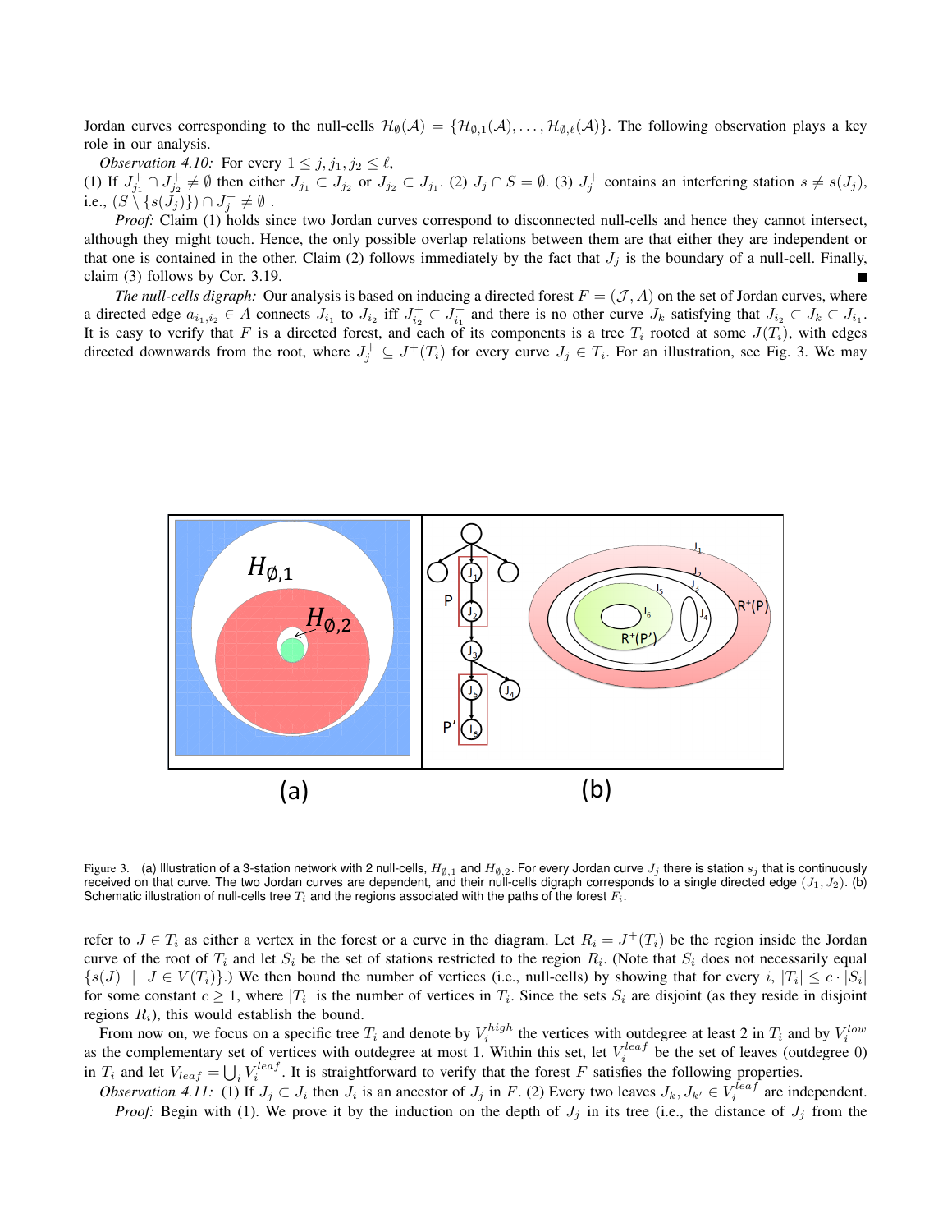Jordan curves corresponding to the null-cells $\mathcal{H}_\emptyset(\mathcal{A}) = \{\mathcal{H}_{\emptyset,1}(\mathcal{A}), \ldots, \mathcal{H}_{\emptyset,\ell}(\mathcal{A})\}$. The following observation plays a key role in our analysis.

*Observation 4.10:* For every $1 \leq j, j_1, j_2 \leq \ell$,
(1) If $J^+_{j_1} \cap J^+_{j_2} \neq \emptyset$ then either $J_{j_1} \subset J_{j_2}$ or $J_{j_2} \subset J_{j_1}$. (2) $J_j \cap S = \emptyset$. (3) $J^+_j$ contains an interfering station $s \neq s(J_j)$, i.e., $(S \setminus \{s(J_j)\}) \cap J^+_j \neq \emptyset$ .

*Proof:* Claim (1) holds since two Jordan curves correspond to disconnected null-cells and hence they cannot intersect, although they might touch. Hence, the only possible overlap relations between them are that either they are independent or that one is contained in the other. Claim (2) follows immediately by the fact that $J_j$ is the boundary of a null-cell. Finally, claim (3) follows by Cor. 3.19. ■

*The null-cells digraph:* Our analysis is based on inducing a directed forest $F = (\mathcal{J}, A)$ on the set of Jordan curves, where a directed edge $a_{i_1,i_2} \in A$ connects $J_{i_1}$ to $J_{i_2}$ iff $J^+_{i_2} \subset J^+_{i_1}$ and there is no other curve $J_k$ satisfying that $J_{i_2} \subset J_k \subset J_{i_1}$. It is easy to verify that $F$ is a directed forest, and each of its components is a tree $T_i$ rooted at some $J(T_i)$, with edges directed downwards from the root, where $J^+_j \subseteq J^+(T_i)$ for every curve $J_j \in T_i$. For an illustration, see Fig. 3. We may refer to $J \in T_i$ as either a vertex in the forest or a curve in the diagram. Let $R_i = J^+(T_i)$ be the region inside the Jordan curve of the root of $T_i$ and let $S_i$ be the set of stations restricted to the region $R_i$. (Note that $S_i$ does not necessarily equal $\{s(J) \mid J \in V(T_i)\}$.) We then bound the number of vertices (i.e., null-cells) by showing that for every $i$, $|T_i| \leq c \cdot |S_i|$ for some constant $c \geq 1$, where $|T_i|$ is the number of vertices in $T_i$. Since the sets $S_i$ are disjoint (as they reside in disjoint regions $R_i$), this would establish the bound.

Figure 3. (a) Illustration of a 3-station network with 2 null-cells, $H_{\emptyset,1}$ and $H_{\emptyset,2}$. For every Jordan curve $J_j$ there is station $s_j$ that is continuously received on that curve. The two Jordan curves are dependent, and their null-cells digraph corresponds to a single directed edge $(J_1, J_2)$. (b) Schematic illustration of null-cells tree $T_i$ and the regions associated with the paths of the forest $F_i$.

From now on, we focus on a specific tree $T_i$ and denote by $V^{high}_i$ the vertices with outdegree at least 2 in $T_i$ and by $V^{low}_i$ as the complementary set of vertices with outdegree at most 1. Within this set, let $V^{leaf}_i$ be the set of leaves (outdegree 0) in $T_i$ and let $V_{leaf} = \bigcup_i V^{leaf}_i$. It is straightforward to verify that the forest $F$ satisfies the following properties.

*Observation 4.11:* (1) If $J_j \subset J_i$ then $J_i$ is an ancestor of $J_j$ in $F$. (2) Every two leaves $J_k, J_{k'} \in V^{leaf}_i$ are independent.

*Proof:* Begin with (1). We prove it by the induction on the depth of $J_j$ in its tree (i.e., the distance of $J_j$ from the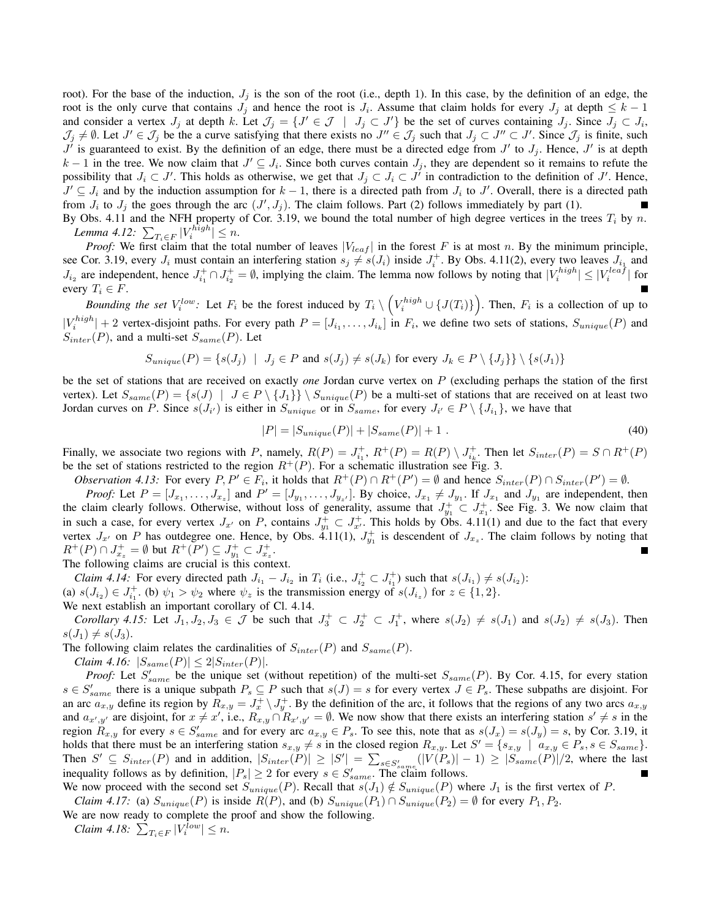root). For the base of the induction, $J_j$ is the son of the root (i.e., depth 1). In this case, by the definition of an edge, the root is the only curve that contains $J_j$ and hence the root is $J_i$. Assume that claim holds for every $J_j$ at depth $\leq k-1$ and consider a vertex $J_j$ at depth $k$. Let $\mathcal{J}_j = \{J' \in \mathcal{J} \mid J_j \subset J'\}$ be the set of curves containing $J_j$. Since $J_j \subset J_i$, $\mathcal{J}_j \neq \emptyset$. Let $J' \in \mathcal{J}_j$ be the a curve satisfying that there exists no $J'' \in \mathcal{J}_j$ such that $J_j \subset J'' \subset J'$. Since $\mathcal{J}_j$ is finite, such $J'$ is guaranteed to exist. By the definition of an edge, there must be a directed edge from $J'$ to $J_j$. Hence, $J'$ is at depth $k-1$ in the tree. We now claim that $J' \subseteq J_i$. Since both curves contain $J_j$, they are dependent so it remains to refute the possibility that $J_i \subset J'$. This holds as otherwise, we get that $J_j \subset J_i \subset J'$ in contradiction to the definition of $J'$. Hence, $J' \subseteq J_i$ and by the induction assumption for $k-1$, there is a directed path from $J_i$ to $J'$. Overall, there is a directed path from $J_i$ to $J_j$ the goes through the arc $(J', J_j)$. The claim follows. Part (2) follows immediately by part (1). ■

By Obs. 4.11 and the NFH property of Cor. 3.19, we bound the total number of high degree vertices in the trees $T_i$ by $n$.

*Lemma 4.12:* $\sum_{T_i \in F} |V_i^{high}| \leq n$.

*Proof:* We first claim that the total number of leaves $|V_{leaf}|$ in the forest $F$ is at most $n$. By the minimum principle, see Cor. 3.19, every $J_i$ must contain an interfering station $s_j \neq s(J_i)$ inside $J_i^+$. By Obs. 4.11(2), every two leaves $J_{i_1}$ and $J_{i_2}$ are independent, hence $J_{i_1}^+ \cap J_{i_2}^+ = \emptyset$, implying the claim. The lemma now follows by noting that $|V_i^{high}| \leq |V_i^{leaf}|$ for every $T_i \in F$. ■

*Bounding the set $V_i^{low}$:* Let $F_i$ be the forest induced by $T_i \setminus \left(V_i^{high} \cup \{J(T_i)\}\right)$. Then, $F_i$ is a collection of up to $|V_i^{high}| + 2$ vertex-disjoint paths. For every path $P = [J_{i_1}, \ldots, J_{i_k}]$ in $F_i$, we define two sets of stations, $S_{unique}(P)$ and $S_{inter}(P)$, and a multi-set $S_{same}(P)$. Let

$$S_{unique}(P) = \{s(J_j) \mid J_j \in P \text{ and } s(J_j) \neq s(J_k) \text{ for every } J_k \in P \setminus \{J_j\}\} \setminus \{s(J_1)\}$$

be the set of stations that are received on exactly *one* Jordan curve vertex on $P$ (excluding perhaps the station of the first vertex). Let $S_{same}(P) = \{s(J) \mid J \in P \setminus \{J_1\}\} \setminus S_{unique}(P)$ be a multi-set of stations that are received on at least two Jordan curves on $P$. Since $s(J_{i'})$ is either in $S_{unique}$ or in $S_{same}$, for every $J_{i'} \in P \setminus \{J_{i_1}\}$, we have that

$$|P| = |S_{unique}(P)| + |S_{same}(P)| + 1 \ . \tag{40}$$

Finally, we associate two regions with $P$, namely, $R(P) = J_{i_1}^+$, $R^+(P) = R(P) \setminus J_{i_k}^+$. Then let $S_{inter}(P) = S \cap R^+(P)$ be the set of stations restricted to the region $R^+(P)$. For a schematic illustration see Fig. 3.

*Observation 4.13:* For every $P, P' \in F_i$, it holds that $R^+(P) \cap R^+(P') = \emptyset$ and hence $S_{inter}(P) \cap S_{inter}(P') = \emptyset$.

*Proof:* Let $P = [J_{x_1}, \ldots, J_{x_z}]$ and $P' = [J_{y_1}, \ldots, J_{y_{z'}}]$. By choice, $J_{x_1} \neq J_{y_1}$. If $J_{x_1}$ and $J_{y_1}$ are independent, then the claim clearly follows. Otherwise, without loss of generality, assume that $J_{y_1}^+ \subset J_{x_1}^+$. See Fig. 3. We now claim that in such a case, for every vertex $J_{x'}$ on $P$, contains $J_{y_1}^+ \subset J_{x'}^+$. This holds by Obs. 4.11(1) and due to the fact that every vertex $J_{x'}$ on $P$ has outdegree one. Hence, by Obs. 4.11(1), $J_{y_1}^+$ is descendent of $J_{x_z}$. The claim follows by noting that $R^+(P) \cap J_{x_z}^+ = \emptyset$ but $R^+(P') \subseteq J_{y_1}^+ \subset J_{x_z}^+$. ■

The following claims are crucial is this context.

*Claim 4.14:* For every directed path $J_{i_1} - J_{i_2}$ in $T_i$ (i.e., $J_{i_2}^+ \subset J_{i_1}^+$) such that $s(J_{i_1}) \neq s(J_{i_2})$:
(a) $s(J_{i_2}) \in J_{i_1}^+$. (b) $\psi_1 > \psi_2$ where $\psi_z$ is the transmission energy of $s(J_{i_z})$ for $z \in \{1, 2\}$.

We next establish an important corollary of Cl. 4.14.

*Corollary 4.15:* Let $J_1, J_2, J_3 \in \mathcal{J}$ be such that $J_3^+ \subset J_2^+ \subset J_1^+$, where $s(J_2) \neq s(J_1)$ and $s(J_2) \neq s(J_3)$. Then $s(J_1) \neq s(J_3)$.

The following claim relates the cardinalities of $S_{inter}(P)$ and $S_{same}(P)$.

*Claim 4.16:* $|S_{same}(P)| \leq 2|S_{inter}(P)|$.

*Proof:* Let $S'_{same}$ be the unique set (without repetition) of the multi-set $S_{same}(P)$. By Cor. 4.15, for every station $s \in S'_{same}$ there is a unique subpath $P_s \subseteq P$ such that $s(J) = s$ for every vertex $J \in P_s$. These subpaths are disjoint. For an arc $a_{x,y}$ define its region by $R_{x,y} = J_x^+ \setminus J_y^+$. By the definition of the arc, it follows that the regions of any two arcs $a_{x,y}$ and $a_{x',y'}$ are disjoint, for $x \neq x'$, i.e., $R_{x,y} \cap R_{x',y'} = \emptyset$. We now show that there exists an interfering station $s' \neq s$ in the region $R_{x,y}$ for every $s \in S'_{same}$ and for every arc $a_{x,y} \in P_s$. To see this, note that as $s(J_x) = s(J_y) = s$, by Cor. 3.19, it holds that there must be an interfering station $s_{x,y} \neq s$ in the closed region $R_{x,y}$. Let $S' = \{s_{x,y} \mid a_{x,y} \in P_s, s \in S_{same}\}$. Then $S' \subseteq S_{inter}(P)$ and in addition, $|S_{inter}(P)| \geq |S'| = \sum_{s \in S'_{same}} (|V(P_s)| - 1) \geq |S_{same}(P)|/2$, where the last inequality follows as by definition, $|P_s| \geq 2$ for every $s \in S'_{same}$. The claim follows. ■

We now proceed with the second set $S_{unique}(P)$. Recall that $s(J_1) \notin S_{unique}(P)$ where $J_1$ is the first vertex of $P$.

*Claim 4.17:* (a) $S_{unique}(P)$ is inside $R(P)$, and (b) $S_{unique}(P_1) \cap S_{unique}(P_2) = \emptyset$ for every $P_1, P_2$.

We are now ready to complete the proof and show the following.

*Claim 4.18:* $\sum_{T_i \in F} |V_i^{low}| \leq n$.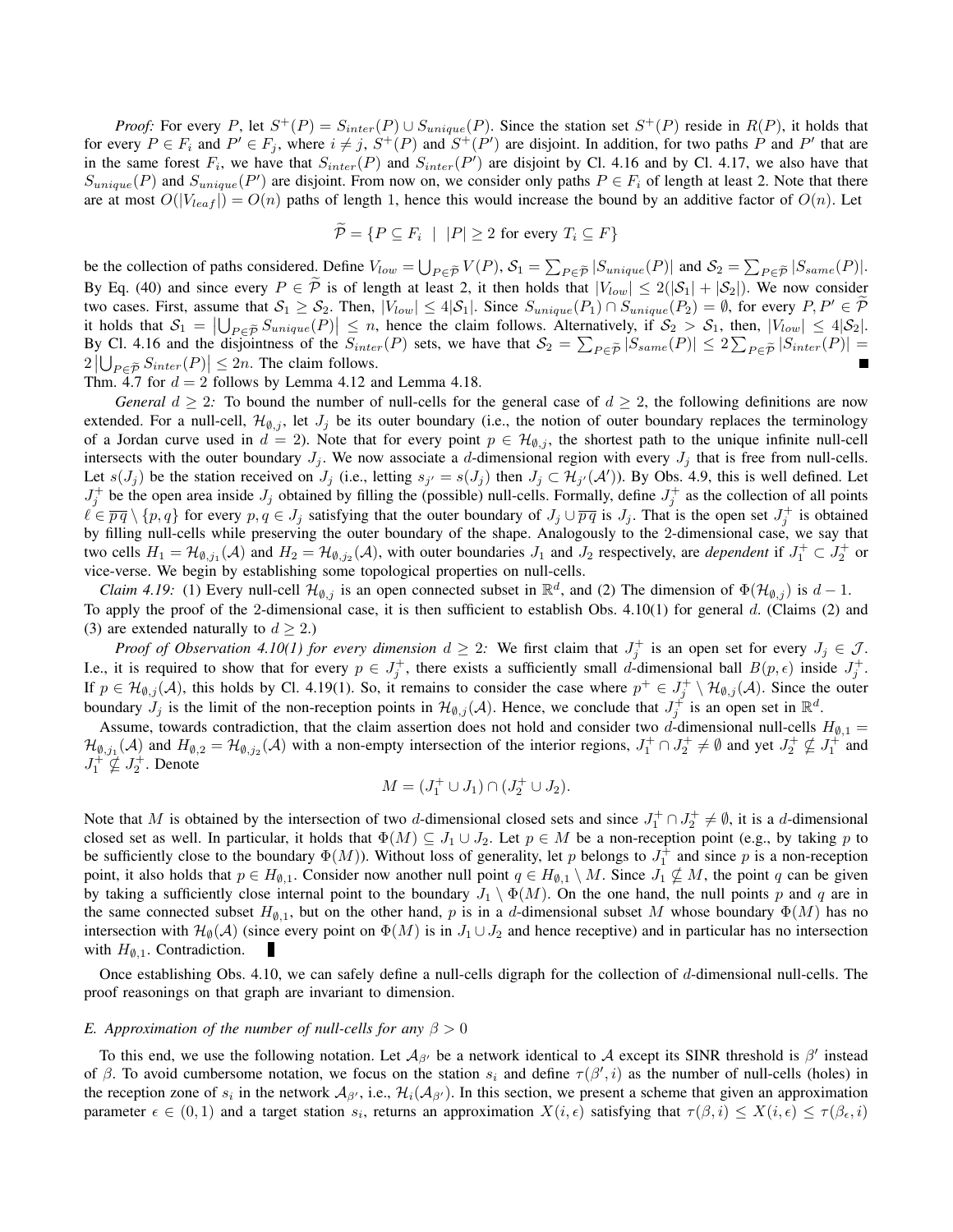*Proof:* For every $P$, let $S^+(P) = S_{inter}(P) \cup S_{unique}(P)$. Since the station set $S^+(P)$ reside in $R(P)$, it holds that for every $P \in F_i$ and $P' \in F_j$, where $i \neq j$, $S^+(P)$ and $S^+(P')$ are disjoint. In addition, for two paths $P$ and $P'$ that are in the same forest $F_i$, we have that $S_{inter}(P)$ and $S_{inter}(P')$ are disjoint by Cl. 4.16 and by Cl. 4.17, we also have that $S_{unique}(P)$ and $S_{unique}(P')$ are disjoint. From now on, we consider only paths $P \in F_i$ of length at least 2. Note that there are at most $O(|V_{leaf}|) = O(n)$ paths of length 1, hence this would increase the bound by an additive factor of $O(n)$. Let

$$\widetilde{\mathcal{P}} = \{P \subseteq F_i \ \mid \ |P| \geq 2 \text{ for every } T_i \subseteq F\}$$

be the collection of paths considered. Define $V_{low} = \bigcup_{P \in \widetilde{\mathcal{P}}} V(P)$, $\mathcal{S}_1 = \sum_{P \in \widetilde{\mathcal{P}}} |S_{unique}(P)|$ and $\mathcal{S}_2 = \sum_{P \in \widetilde{\mathcal{P}}} |S_{same}(P)|$. By Eq. (40) and since every $P \in \widetilde{\mathcal{P}}$ is of length at least 2, it then holds that $|V_{low}| \leq 2(|\mathcal{S}_1| + |\mathcal{S}_2|)$. We now consider two cases. First, assume that $\mathcal{S}_1 \geq \mathcal{S}_2$. Then, $|V_{low}| \leq 4|\mathcal{S}_1|$. Since $S_{unique}(P_1) \cap S_{unique}(P_2) = \emptyset$, for every $P, P' \in \widetilde{\mathcal{P}}$ it holds that $\mathcal{S}_1 = \left|\bigcup_{P \in \widetilde{\mathcal{P}}} S_{unique}(P)\right| \leq n$, hence the claim follows. Alternatively, if $\mathcal{S}_2 > \mathcal{S}_1$, then, $|V_{low}| \leq 4|\mathcal{S}_2|$. By Cl. 4.16 and the disjointness of the $S_{inter}(P)$ sets, we have that $\mathcal{S}_2 = \sum_{P \in \widetilde{\mathcal{P}}} |S_{same}(P)| \leq 2\sum_{P \in \widetilde{\mathcal{P}}} |S_{inter}(P)| = 2\left|\bigcup_{P \in \widetilde{\mathcal{P}}} S_{inter}(P)\right| \leq 2n$. The claim follows. ∎

Thm. 4.7 for $d = 2$ follows by Lemma 4.12 and Lemma 4.18.

*General $d \geq 2$:* To bound the number of null-cells for the general case of $d \geq 2$, the following definitions are now extended. For a null-cell, $\mathcal{H}_{\emptyset,j}$, let $J_j$ be its outer boundary (i.e., the notion of outer boundary replaces the terminology of a Jordan curve used in $d = 2$). Note that for every point $p \in \mathcal{H}_{\emptyset,j}$, the shortest path to the unique infinite null-cell intersects with the outer boundary $J_j$. We now associate a $d$-dimensional region with every $J_j$ that is free from null-cells. Let $s(J_j)$ be the station received on $J_j$ (i.e., letting $s_{j'} = s(J_j)$ then $J_j \subset \mathcal{H}_{j'}(\mathcal{A}')$). By Obs. 4.9, this is well defined. Let $J_j^+$ be the open area inside $J_j$ obtained by filling the (possible) null-cells. Formally, define $J_j^+$ as the collection of all points $\ell \in \overline{pq} \setminus \{p, q\}$ for every $p, q \in J_j$ satisfying that the outer boundary of $J_j \cup \overline{pq}$ is $J_j$. That is the open set $J_j^+$ is obtained by filling null-cells while preserving the outer boundary of the shape. Analogously to the 2-dimensional case, we say that two cells $H_1 = \mathcal{H}_{\emptyset,j_1}(\mathcal{A})$ and $H_2 = \mathcal{H}_{\emptyset,j_2}(\mathcal{A})$, with outer boundaries $J_1$ and $J_2$ respectively, are *dependent* if $J_1^+ \subset J_2^+$ or vice-verse. We begin by establishing some topological properties on null-cells.

*Claim 4.19:* (1) Every null-cell $\mathcal{H}_{\emptyset,j}$ is an open connected subset in $\mathbb{R}^d$, and (2) The dimension of $\Phi(\mathcal{H}_{\emptyset,j})$ is $d - 1$.

To apply the proof of the 2-dimensional case, it is then sufficient to establish Obs. 4.10(1) for general $d$. (Claims (2) and (3) are extended naturally to $d \geq 2$.)

*Proof of Observation 4.10(1) for every dimension $d \geq 2$:* We first claim that $J_j^+$ is an open set for every $J_j \in \mathcal{J}$. I.e., it is required to show that for every $p \in J_j^+$, there exists a sufficiently small $d$-dimensional ball $B(p, \epsilon)$ inside $J_j^+$. If $p \in \mathcal{H}_{\emptyset,j}(\mathcal{A})$, this holds by Cl. 4.19(1). So, it remains to consider the case where $p^+ \in J_j^+ \setminus \mathcal{H}_{\emptyset,j}(\mathcal{A})$. Since the outer boundary $J_j$ is the limit of the non-reception points in $\mathcal{H}_{\emptyset,j}(\mathcal{A})$. Hence, we conclude that $J_j^+$ is an open set in $\mathbb{R}^d$.

Assume, towards contradiction, that the claim assertion does not hold and consider two $d$-dimensional null-cells $H_{\emptyset,1} = \mathcal{H}_{\emptyset,j_1}(\mathcal{A})$ and $H_{\emptyset,2} = \mathcal{H}_{\emptyset,j_2}(\mathcal{A})$ with a non-empty intersection of the interior regions, $J_1^+ \cap J_2^+ \neq \emptyset$ and yet $J_2^+ \not\subseteq J_1^+$ and $J_1^+ \not\subseteq J_2^+$. Denote

$$M = (J_1^+ \cup J_1) \cap (J_2^+ \cup J_2).$$

Note that $M$ is obtained by the intersection of two $d$-dimensional closed sets and since $J_1^+ \cap J_2^+ \neq \emptyset$, it is a $d$-dimensional closed set as well. In particular, it holds that $\Phi(M) \subseteq J_1 \cup J_2$. Let $p \in M$ be a non-reception point (e.g., by taking $p$ to be sufficiently close to the boundary $\Phi(M)$). Without loss of generality, let $p$ belongs to $J_1^+$ and since $p$ is a non-reception point, it also holds that $p \in H_{\emptyset,1}$. Consider now another null point $q \in H_{\emptyset,1} \setminus M$. Since $J_1 \not\subseteq M$, the point $q$ can be given by taking a sufficiently close internal point to the boundary $J_1 \setminus \Phi(M)$. On the one hand, the null points $p$ and $q$ are in the same connected subset $H_{\emptyset,1}$, but on the other hand, $p$ is in a $d$-dimensional subset $M$ whose boundary $\Phi(M)$ has no intersection with $\mathcal{H}_\emptyset(\mathcal{A})$ (since every point on $\Phi(M)$ is in $J_1 \cup J_2$ and hence receptive) and in particular has no intersection with $H_{\emptyset,1}$. Contradiction. ∎

Once establishing Obs. 4.10, we can safely define a null-cells digraph for the collection of $d$-dimensional null-cells. The proof reasonings on that graph are invariant to dimension.

### *E. Approximation of the number of null-cells for any $\beta > 0$*

To this end, we use the following notation. Let $\mathcal{A}_{\beta'}$ be a network identical to $\mathcal{A}$ except its SINR threshold is $\beta'$ instead of $\beta$. To avoid cumbersome notation, we focus on the station $s_i$ and define $\tau(\beta', i)$ as the number of null-cells (holes) in the reception zone of $s_i$ in the network $\mathcal{A}_{\beta'}$, i.e., $\mathcal{H}_i(\mathcal{A}_{\beta'})$. In this section, we present a scheme that given an approximation parameter $\epsilon \in (0, 1)$ and a target station $s_i$, returns an approximation $X(i, \epsilon)$ satisfying that $\tau(\beta, i) \leq X(i, \epsilon) \leq \tau(\beta_\epsilon, i)$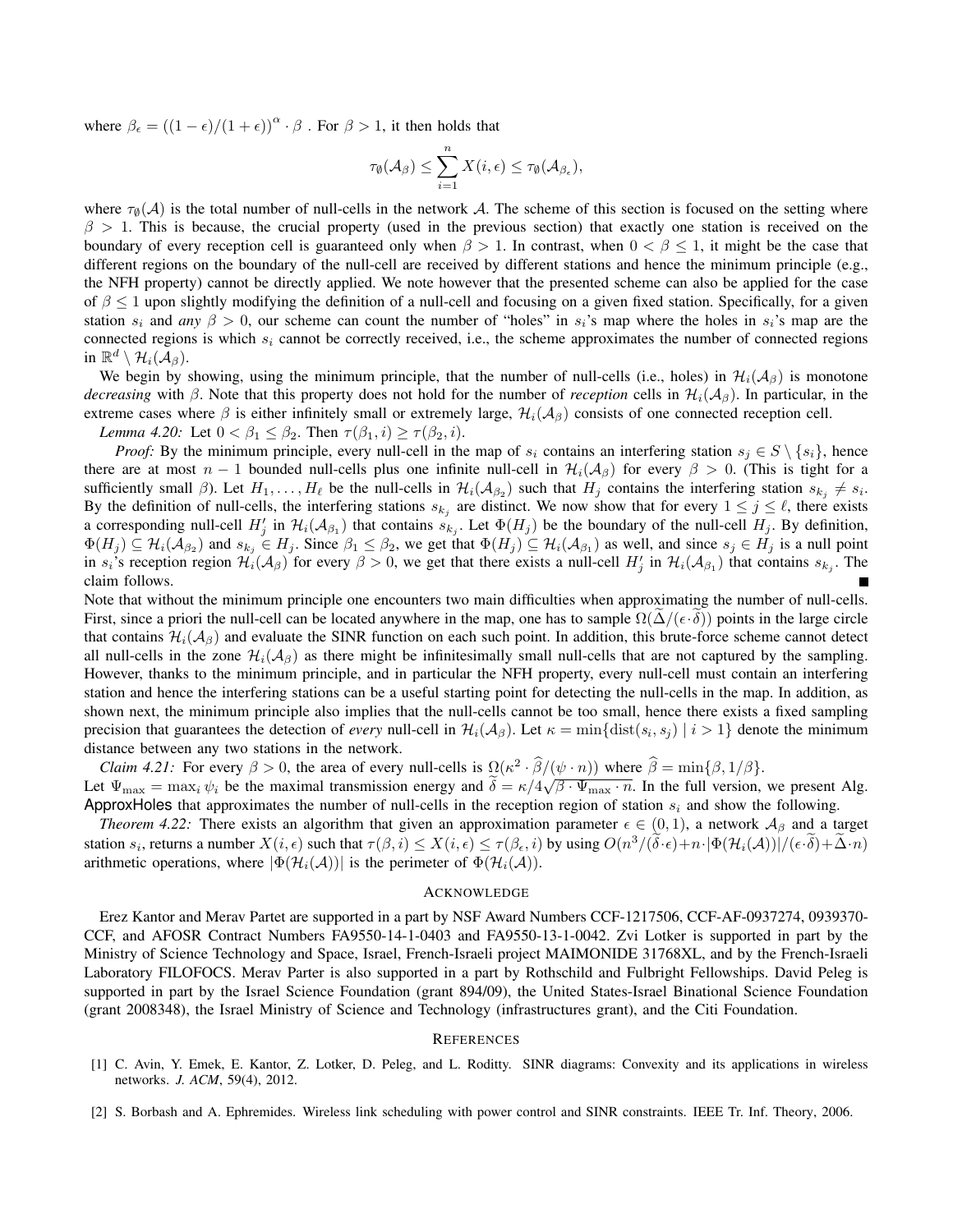where $\beta_\epsilon = ((1-\epsilon)/(1+\epsilon))^\alpha \cdot \beta$ . For $\beta > 1$, it then holds that

$$\tau_\emptyset(\mathcal{A}_\beta) \leq \sum_{i=1}^{n} X(i,\epsilon) \leq \tau_\emptyset(\mathcal{A}_{\beta_\epsilon}),$$

where $\tau_\emptyset(\mathcal{A})$ is the total number of null-cells in the network $\mathcal{A}$. The scheme of this section is focused on the setting where $\beta > 1$. This is because, the crucial property (used in the previous section) that exactly one station is received on the boundary of every reception cell is guaranteed only when $\beta > 1$. In contrast, when $0 < \beta \leq 1$, it might be the case that different regions on the boundary of the null-cell are received by different stations and hence the minimum principle (e.g., the NFH property) cannot be directly applied. We note however that the presented scheme can also be applied for the case of $\beta \leq 1$ upon slightly modifying the definition of a null-cell and focusing on a given fixed station. Specifically, for a given station $s_i$ and *any* $\beta > 0$, our scheme can count the number of "holes" in $s_i$'s map where the holes in $s_i$'s map are the connected regions is which $s_i$ cannot be correctly received, i.e., the scheme approximates the number of connected regions in $\mathbb{R}^d \setminus \mathcal{H}_i(\mathcal{A}_\beta)$.

We begin by showing, using the minimum principle, that the number of null-cells (i.e., holes) in $\mathcal{H}_i(\mathcal{A}_\beta)$ is monotone *decreasing* with $\beta$. Note that this property does not hold for the number of *reception* cells in $\mathcal{H}_i(\mathcal{A}_\beta)$. In particular, in the extreme cases where $\beta$ is either infinitely small or extremely large, $\mathcal{H}_i(\mathcal{A}_\beta)$ consists of one connected reception cell.

*Lemma 4.20:* Let $0 < \beta_1 \leq \beta_2$. Then $\tau(\beta_1, i) \geq \tau(\beta_2, i)$.

*Proof:* By the minimum principle, every null-cell in the map of $s_i$ contains an interfering station $s_j \in S \setminus \{s_i\}$, hence there are at most $n-1$ bounded null-cells plus one infinite null-cell in $\mathcal{H}_i(\mathcal{A}_\beta)$ for every $\beta > 0$. (This is tight for a sufficiently small $\beta$). Let $H_1, \ldots, H_\ell$ be the null-cells in $\mathcal{H}_i(\mathcal{A}_{\beta_2})$ such that $H_j$ contains the interfering station $s_{k_j} \neq s_i$. By the definition of null-cells, the interfering stations $s_{k_j}$ are distinct. We now show that for every $1 \leq j \leq \ell$, there exists a corresponding null-cell $H'_j$ in $\mathcal{H}_i(\mathcal{A}_{\beta_1})$ that contains $s_{k_j}$. Let $\Phi(H_j)$ be the boundary of the null-cell $H_j$. By definition, $\Phi(H_j) \subseteq \mathcal{H}_i(\mathcal{A}_{\beta_2})$ and $s_{k_j} \in H_j$. Since $\beta_1 \leq \beta_2$, we get that $\Phi(H_j) \subseteq \mathcal{H}_i(\mathcal{A}_{\beta_1})$ as well, and since $s_j \in H_j$ is a null point in $s_i$'s reception region $\mathcal{H}_i(\mathcal{A}_\beta)$ for every $\beta > 0$, we get that there exists a null-cell $H'_j$ in $\mathcal{H}_i(\mathcal{A}_{\beta_1})$ that contains $s_{k_j}$. The claim follows. ∎

Note that without the minimum principle one encounters two main difficulties when approximating the number of null-cells. First, since a priori the null-cell can be located anywhere in the map, one has to sample $\Omega(\widetilde{\Delta}/(\epsilon \cdot \widetilde{\delta}))$ points in the large circle that contains $\mathcal{H}_i(\mathcal{A}_\beta)$ and evaluate the SINR function on each such point. In addition, this brute-force scheme cannot detect all null-cells in the zone $\mathcal{H}_i(\mathcal{A}_\beta)$ as there might be infinitesimally small null-cells that are not captured by the sampling. However, thanks to the minimum principle, and in particular the NFH property, every null-cell must contain an interfering station and hence the interfering stations can be a useful starting point for detecting the null-cells in the map. In addition, as shown next, the minimum principle also implies that the null-cells cannot be too small, hence there exists a fixed sampling precision that guarantees the detection of *every* null-cell in $\mathcal{H}_i(\mathcal{A}_\beta)$. Let $\kappa = \min\{\mathrm{dist}(s_i, s_j) \mid i > 1\}$ denote the minimum distance between any two stations in the network.

*Claim 4.21:* For every $\beta > 0$, the area of every null-cells is $\Omega(\kappa^2 \cdot \widehat{\beta}/(\psi \cdot n))$ where $\widehat{\beta} = \min\{\beta, 1/\beta\}$.

Let $\Psi_{\max} = \max_i \psi_i$ be the maximal transmission energy and $\widetilde{\delta} = \kappa/4\sqrt{\beta \cdot \Psi_{\max} \cdot n}$. In the full version, we present Alg. ApproxHoles that approximates the number of null-cells in the reception region of station $s_i$ and show the following.

*Theorem 4.22:* There exists an algorithm that given an approximation parameter $\epsilon \in (0,1)$, a network $\mathcal{A}_\beta$ and a target station $s_i$, returns a number $X(i,\epsilon)$ such that $\tau(\beta, i) \leq X(i,\epsilon) \leq \tau(\beta_\epsilon, i)$ by using $O(n^3/(\widetilde{\delta} \cdot \epsilon) + n \cdot |\Phi(\mathcal{H}_i(\mathcal{A}))|/(\epsilon \cdot \widetilde{\delta}) + \widetilde{\Delta} \cdot n)$ arithmetic operations, where $|\Phi(\mathcal{H}_i(\mathcal{A}))|$ is the perimeter of $\Phi(\mathcal{H}_i(\mathcal{A}))$.

## ACKNOWLEDGE

Erez Kantor and Merav Partet are supported in a part by NSF Award Numbers CCF-1217506, CCF-AF-0937274, 0939370-CCF, and AFOSR Contract Numbers FA9550-14-1-0403 and FA9550-13-1-0042. Zvi Lotker is supported in part by the Ministry of Science Technology and Space, Israel, French-Israeli project MAIMONIDE 31768XL, and by the French-Israeli Laboratory FILOFOCS. Merav Parter is also supported in a part by Rothschild and Fulbright Fellowships. David Peleg is supported in part by the Israel Science Foundation (grant 894/09), the United States-Israel Binational Science Foundation (grant 2008348), the Israel Ministry of Science and Technology (infrastructures grant), and the Citi Foundation.

## REFERENCES

[1] C. Avin, Y. Emek, E. Kantor, Z. Lotker, D. Peleg, and L. Roditty. SINR diagrams: Convexity and its applications in wireless networks. *J. ACM*, 59(4), 2012.

[2] S. Borbash and A. Ephremides. Wireless link scheduling with power control and SINR constraints. IEEE Tr. Inf. Theory, 2006.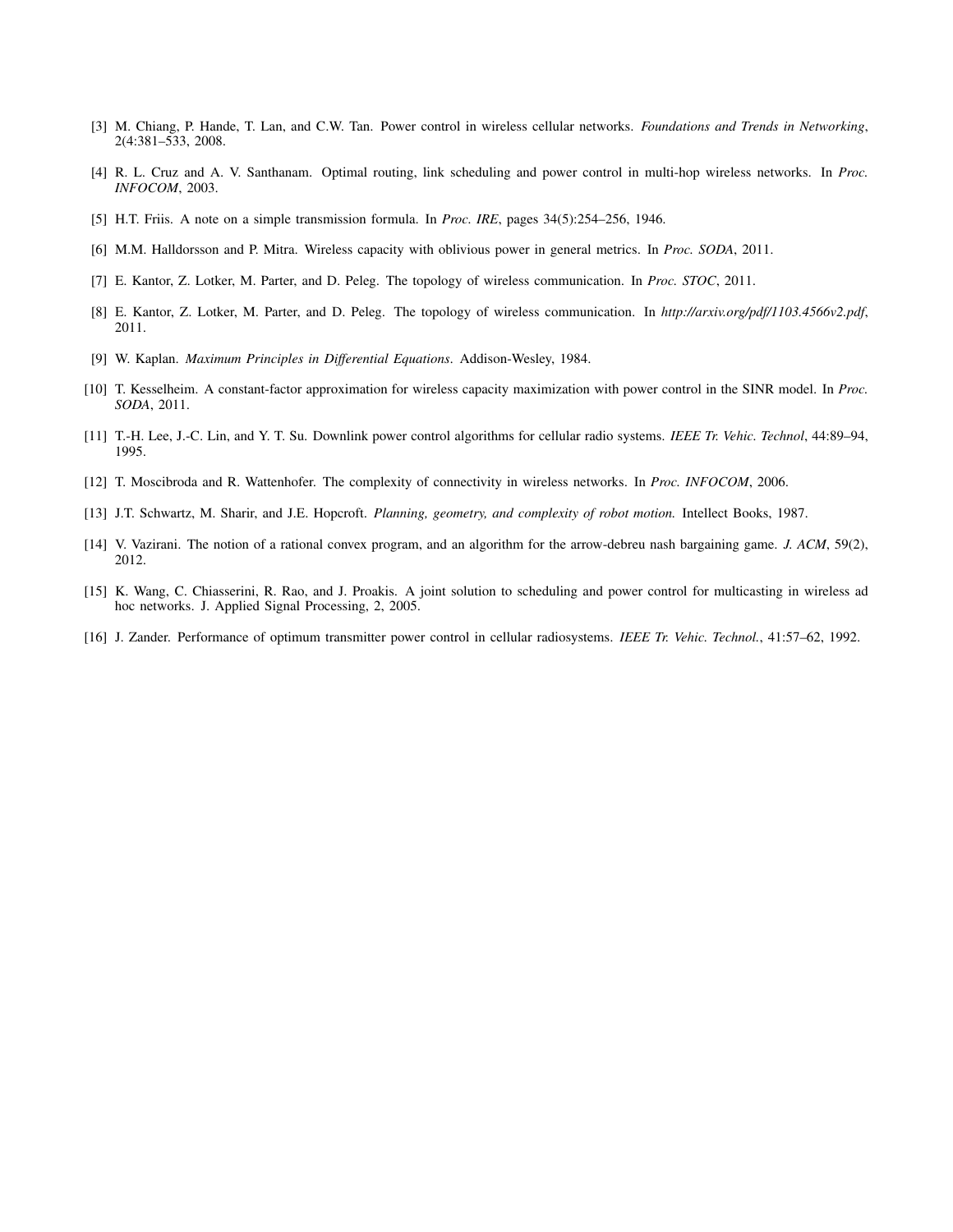[3] M. Chiang, P. Hande, T. Lan, and C.W. Tan. Power control in wireless cellular networks. *Foundations and Trends in Networking*, 2(4:381–533, 2008.

[4] R. L. Cruz and A. V. Santhanam. Optimal routing, link scheduling and power control in multi-hop wireless networks. In *Proc. INFOCOM*, 2003.

[5] H.T. Friis. A note on a simple transmission formula. In *Proc. IRE*, pages 34(5):254–256, 1946.

[6] M.M. Halldorsson and P. Mitra. Wireless capacity with oblivious power in general metrics. In *Proc. SODA*, 2011.

[7] E. Kantor, Z. Lotker, M. Parter, and D. Peleg. The topology of wireless communication. In *Proc. STOC*, 2011.

[8] E. Kantor, Z. Lotker, M. Parter, and D. Peleg. The topology of wireless communication. In *http://arxiv.org/pdf/1103.4566v2.pdf*, 2011.

[9] W. Kaplan. *Maximum Principles in Differential Equations*. Addison-Wesley, 1984.

[10] T. Kesselheim. A constant-factor approximation for wireless capacity maximization with power control in the SINR model. In *Proc. SODA*, 2011.

[11] T.-H. Lee, J.-C. Lin, and Y. T. Su. Downlink power control algorithms for cellular radio systems. *IEEE Tr. Vehic. Technol*, 44:89–94, 1995.

[12] T. Moscibroda and R. Wattenhofer. The complexity of connectivity in wireless networks. In *Proc. INFOCOM*, 2006.

[13] J.T. Schwartz, M. Sharir, and J.E. Hopcroft. *Planning, geometry, and complexity of robot motion.* Intellect Books, 1987.

[14] V. Vazirani. The notion of a rational convex program, and an algorithm for the arrow-debreu nash bargaining game. *J. ACM*, 59(2), 2012.

[15] K. Wang, C. Chiasserini, R. Rao, and J. Proakis. A joint solution to scheduling and power control for multicasting in wireless ad hoc networks. J. Applied Signal Processing, 2, 2005.

[16] J. Zander. Performance of optimum transmitter power control in cellular radiosystems. *IEEE Tr. Vehic. Technol.*, 41:57–62, 1992.